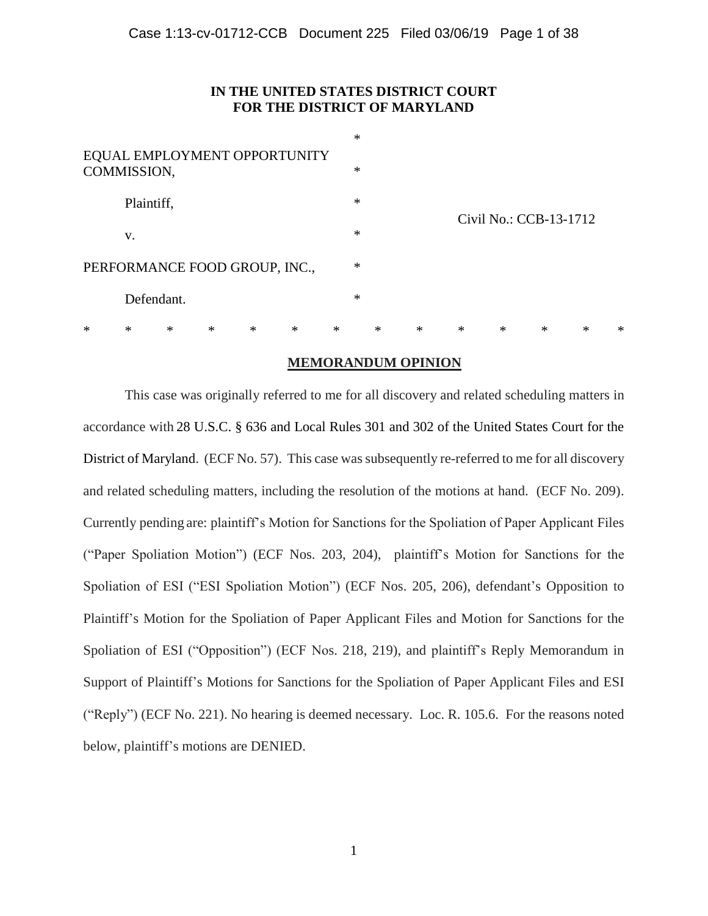**IN THE UNITED STATES DISTRICT COURT**
**FOR THE DISTRICT OF MARYLAND**

| | | |
|---|---|---|
| EQUAL EMPLOYMENT OPPORTUNITY COMMISSION, | * | |
| Plaintiff, | * | Civil No.: CCB-13-1712 |
| v. | * | |
| PERFORMANCE FOOD GROUP, INC., | * | |
| Defendant. | * | |

\* \* \* \* \* \* \* \* \* \* \* \* \* \*

**MEMORANDUM OPINION**

This case was originally referred to me for all discovery and related scheduling matters in accordance with 28 U.S.C. § 636 and Local Rules 301 and 302 of the United States Court for the District of Maryland. (ECF No. 57). This case was subsequently re-referred to me for all discovery and related scheduling matters, including the resolution of the motions at hand. (ECF No. 209). Currently pending are: plaintiff's Motion for Sanctions for the Spoliation of Paper Applicant Files ("Paper Spoliation Motion") (ECF Nos. 203, 204), plaintiff's Motion for Sanctions for the Spoliation of ESI ("ESI Spoliation Motion") (ECF Nos. 205, 206), defendant's Opposition to Plaintiff's Motion for the Spoliation of Paper Applicant Files and Motion for Sanctions for the Spoliation of ESI ("Opposition") (ECF Nos. 218, 219), and plaintiff's Reply Memorandum in Support of Plaintiff's Motions for Sanctions for the Spoliation of Paper Applicant Files and ESI ("Reply") (ECF No. 221). No hearing is deemed necessary. Loc. R. 105.6. For the reasons noted below, plaintiff's motions are DENIED.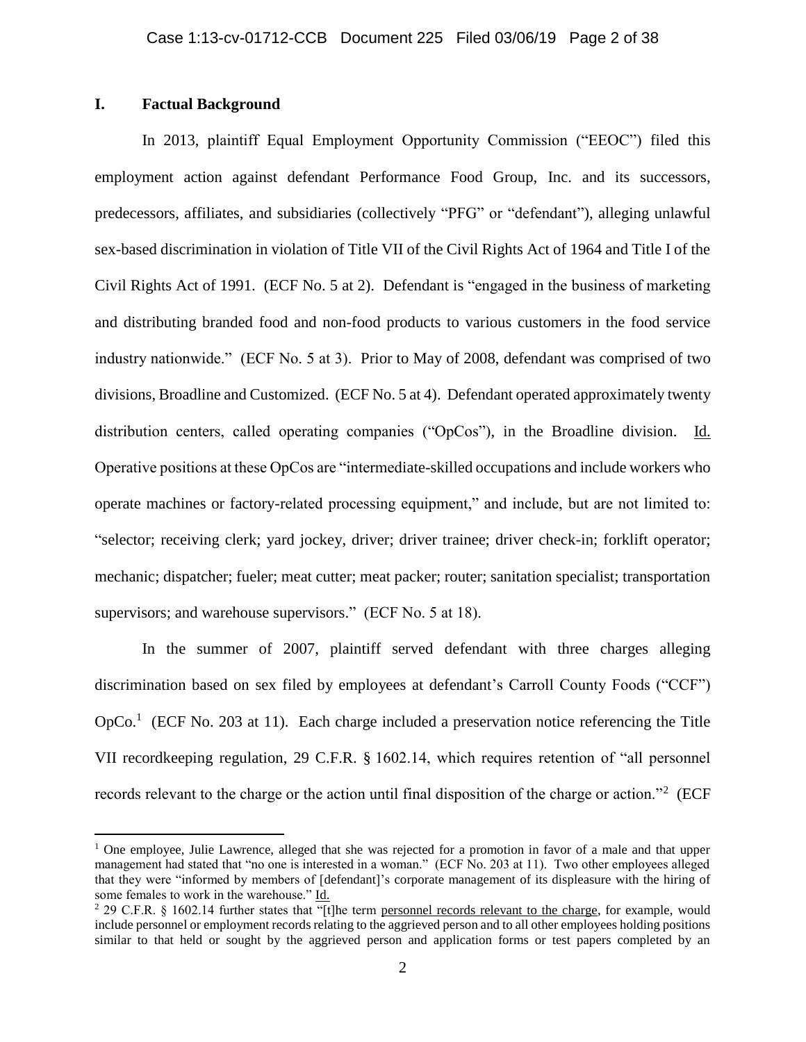## I. Factual Background

In 2013, plaintiff Equal Employment Opportunity Commission ("EEOC") filed this employment action against defendant Performance Food Group, Inc. and its successors, predecessors, affiliates, and subsidiaries (collectively "PFG" or "defendant"), alleging unlawful sex-based discrimination in violation of Title VII of the Civil Rights Act of 1964 and Title I of the Civil Rights Act of 1991. (ECF No. 5 at 2). Defendant is "engaged in the business of marketing and distributing branded food and non-food products to various customers in the food service industry nationwide." (ECF No. 5 at 3). Prior to May of 2008, defendant was comprised of two divisions, Broadline and Customized. (ECF No. 5 at 4). Defendant operated approximately twenty distribution centers, called operating companies ("OpCos"), in the Broadline division. Id. Operative positions at these OpCos are "intermediate-skilled occupations and include workers who operate machines or factory-related processing equipment," and include, but are not limited to: "selector; receiving clerk; yard jockey, driver; driver trainee; driver check-in; forklift operator; mechanic; dispatcher; fueler; meat cutter; meat packer; router; sanitation specialist; transportation supervisors; and warehouse supervisors." (ECF No. 5 at 18).

In the summer of 2007, plaintiff served defendant with three charges alleging discrimination based on sex filed by employees at defendant's Carroll County Foods ("CCF") OpCo.[1] (ECF No. 203 at 11). Each charge included a preservation notice referencing the Title VII recordkeeping regulation, 29 C.F.R. § 1602.14, which requires retention of "all personnel records relevant to the charge or the action until final disposition of the charge or action."[2] (ECF

---

[1] One employee, Julie Lawrence, alleged that she was rejected for a promotion in favor of a male and that upper management had stated that "no one is interested in a woman." (ECF No. 203 at 11). Two other employees alleged that they were "informed by members of [defendant]'s corporate management of its displeasure with the hiring of some females to work in the warehouse." Id.

[2] 29 C.F.R. § 1602.14 further states that "[t]he term personnel records relevant to the charge, for example, would include personnel or employment records relating to the aggrieved person and to all other employees holding positions similar to that held or sought by the aggrieved person and application forms or test papers completed by an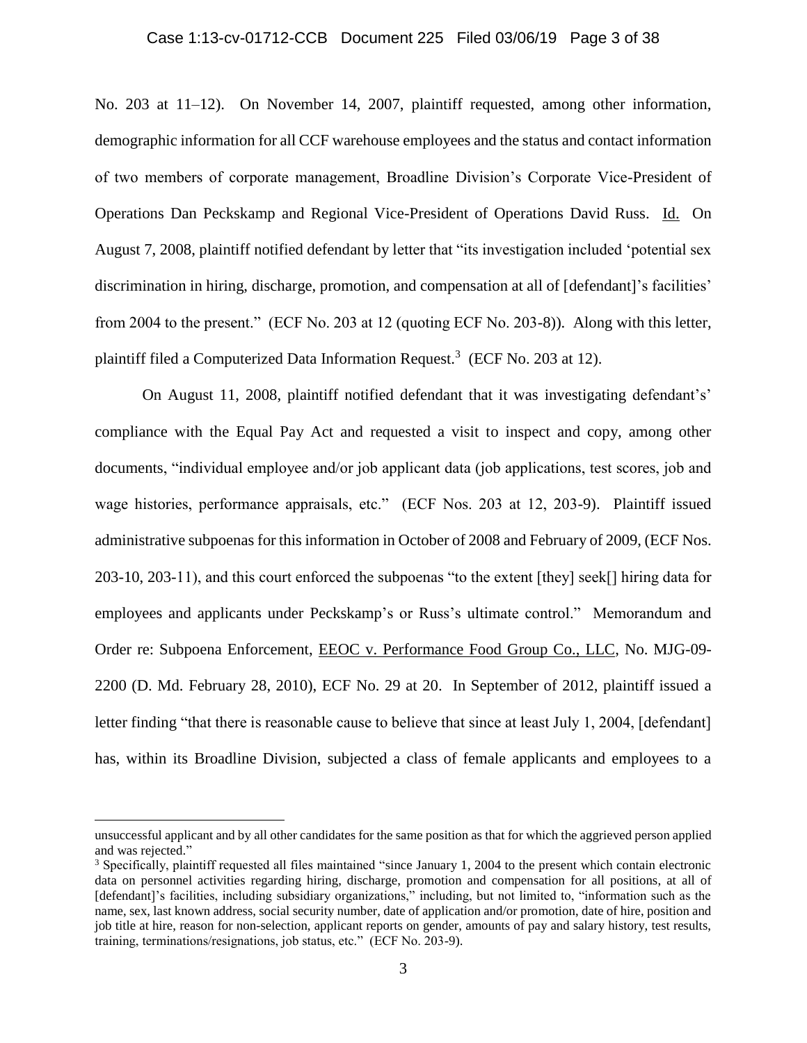No. 203 at 11–12). On November 14, 2007, plaintiff requested, among other information, demographic information for all CCF warehouse employees and the status and contact information of two members of corporate management, Broadline Division's Corporate Vice-President of Operations Dan Peckskamp and Regional Vice-President of Operations David Russ. Id. On August 7, 2008, plaintiff notified defendant by letter that "its investigation included 'potential sex discrimination in hiring, discharge, promotion, and compensation at all of [defendant]'s facilities' from 2004 to the present." (ECF No. 203 at 12 (quoting ECF No. 203-8)). Along with this letter, plaintiff filed a Computerized Data Information Request.[3] (ECF No. 203 at 12).

On August 11, 2008, plaintiff notified defendant that it was investigating defendant's' compliance with the Equal Pay Act and requested a visit to inspect and copy, among other documents, "individual employee and/or job applicant data (job applications, test scores, job and wage histories, performance appraisals, etc." (ECF Nos. 203 at 12, 203-9). Plaintiff issued administrative subpoenas for this information in October of 2008 and February of 2009, (ECF Nos. 203-10, 203-11), and this court enforced the subpoenas "to the extent [they] seek[] hiring data for employees and applicants under Peckskamp's or Russ's ultimate control." Memorandum and Order re: Subpoena Enforcement, EEOC v. Performance Food Group Co., LLC, No. MJG-09-2200 (D. Md. February 28, 2010), ECF No. 29 at 20. In September of 2012, plaintiff issued a letter finding "that there is reasonable cause to believe that since at least July 1, 2004, [defendant] has, within its Broadline Division, subjected a class of female applicants and employees to a

---

unsuccessful applicant and by all other candidates for the same position as that for which the aggrieved person applied and was rejected."

[3] Specifically, plaintiff requested all files maintained "since January 1, 2004 to the present which contain electronic data on personnel activities regarding hiring, discharge, promotion and compensation for all positions, at all of [defendant]'s facilities, including subsidiary organizations," including, but not limited to, "information such as the name, sex, last known address, social security number, date of application and/or promotion, date of hire, position and job title at hire, reason for non-selection, applicant reports on gender, amounts of pay and salary history, test results, training, terminations/resignations, job status, etc." (ECF No. 203-9).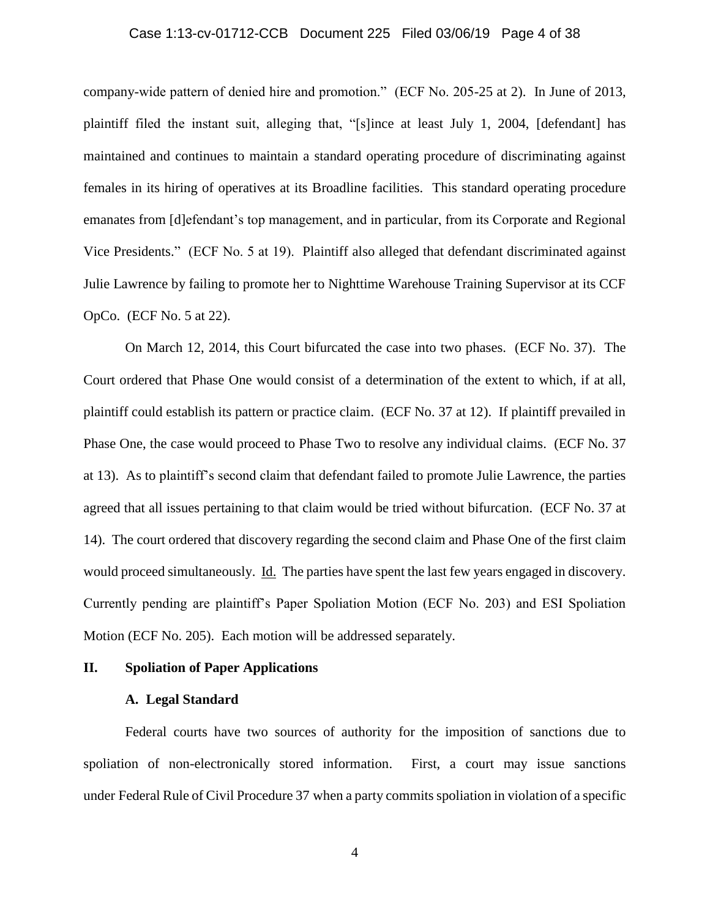company-wide pattern of denied hire and promotion." (ECF No. 205-25 at 2). In June of 2013, plaintiff filed the instant suit, alleging that, "[s]ince at least July 1, 2004, [defendant] has maintained and continues to maintain a standard operating procedure of discriminating against females in its hiring of operatives at its Broadline facilities. This standard operating procedure emanates from [d]efendant's top management, and in particular, from its Corporate and Regional Vice Presidents." (ECF No. 5 at 19). Plaintiff also alleged that defendant discriminated against Julie Lawrence by failing to promote her to Nighttime Warehouse Training Supervisor at its CCF OpCo. (ECF No. 5 at 22).

On March 12, 2014, this Court bifurcated the case into two phases. (ECF No. 37). The Court ordered that Phase One would consist of a determination of the extent to which, if at all, plaintiff could establish its pattern or practice claim. (ECF No. 37 at 12). If plaintiff prevailed in Phase One, the case would proceed to Phase Two to resolve any individual claims. (ECF No. 37 at 13). As to plaintiff's second claim that defendant failed to promote Julie Lawrence, the parties agreed that all issues pertaining to that claim would be tried without bifurcation. (ECF No. 37 at 14). The court ordered that discovery regarding the second claim and Phase One of the first claim would proceed simultaneously. Id. The parties have spent the last few years engaged in discovery. Currently pending are plaintiff's Paper Spoliation Motion (ECF No. 203) and ESI Spoliation Motion (ECF No. 205). Each motion will be addressed separately.

## II. Spoliation of Paper Applications

### A. Legal Standard

Federal courts have two sources of authority for the imposition of sanctions due to spoliation of non-electronically stored information. First, a court may issue sanctions under Federal Rule of Civil Procedure 37 when a party commits spoliation in violation of a specific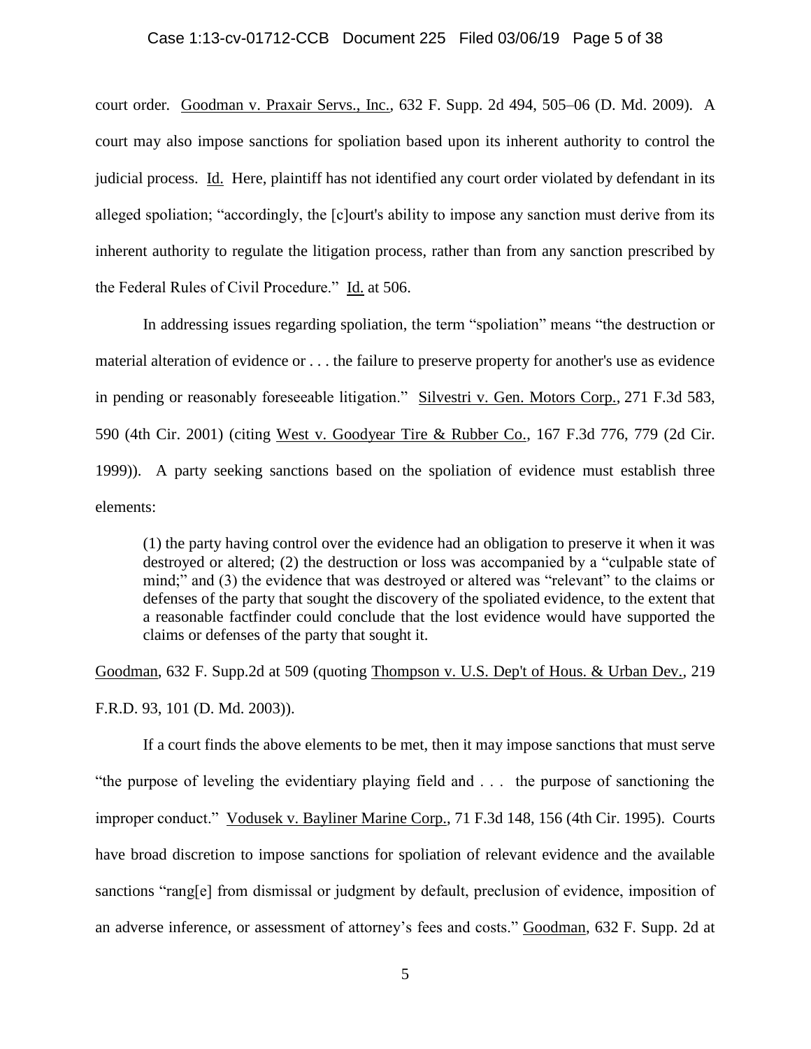court order. Goodman v. Praxair Servs., Inc., 632 F. Supp. 2d 494, 505–06 (D. Md. 2009). A court may also impose sanctions for spoliation based upon its inherent authority to control the judicial process. Id. Here, plaintiff has not identified any court order violated by defendant in its alleged spoliation; "accordingly, the [c]ourt's ability to impose any sanction must derive from its inherent authority to regulate the litigation process, rather than from any sanction prescribed by the Federal Rules of Civil Procedure." Id. at 506.

In addressing issues regarding spoliation, the term "spoliation" means "the destruction or material alteration of evidence or . . . the failure to preserve property for another's use as evidence in pending or reasonably foreseeable litigation." Silvestri v. Gen. Motors Corp., 271 F.3d 583, 590 (4th Cir. 2001) (citing West v. Goodyear Tire & Rubber Co., 167 F.3d 776, 779 (2d Cir. 1999)). A party seeking sanctions based on the spoliation of evidence must establish three elements:

> (1) the party having control over the evidence had an obligation to preserve it when it was destroyed or altered; (2) the destruction or loss was accompanied by a "culpable state of mind;" and (3) the evidence that was destroyed or altered was "relevant" to the claims or defenses of the party that sought the discovery of the spoliated evidence, to the extent that a reasonable factfinder could conclude that the lost evidence would have supported the claims or defenses of the party that sought it.

Goodman, 632 F. Supp.2d at 509 (quoting Thompson v. U.S. Dep't of Hous. & Urban Dev., 219 F.R.D. 93, 101 (D. Md. 2003)).

If a court finds the above elements to be met, then it may impose sanctions that must serve "the purpose of leveling the evidentiary playing field and . . . the purpose of sanctioning the improper conduct." Vodusek v. Bayliner Marine Corp., 71 F.3d 148, 156 (4th Cir. 1995). Courts have broad discretion to impose sanctions for spoliation of relevant evidence and the available sanctions "rang[e] from dismissal or judgment by default, preclusion of evidence, imposition of an adverse inference, or assessment of attorney's fees and costs." Goodman, 632 F. Supp. 2d at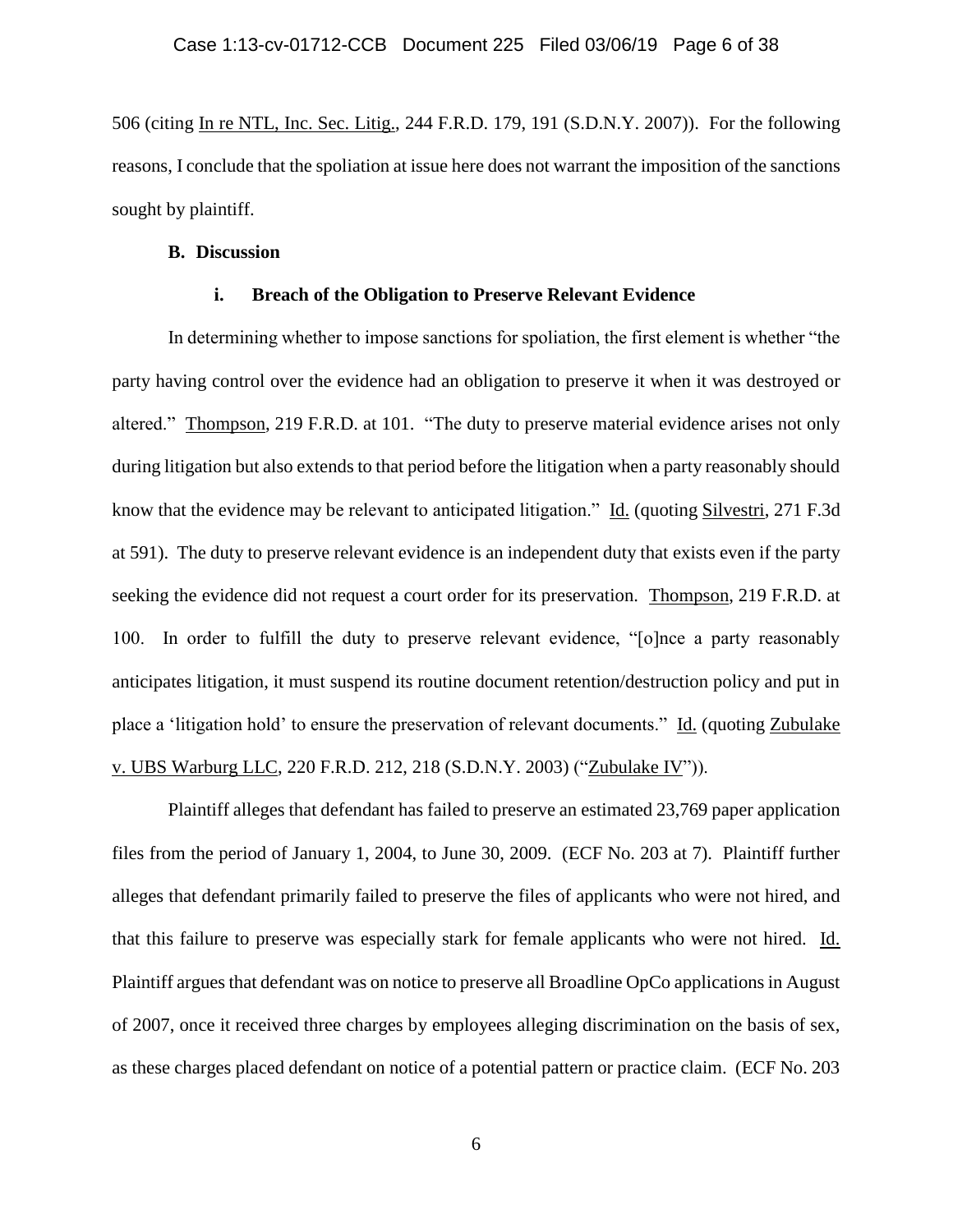506 (citing In re NTL, Inc. Sec. Litig., 244 F.R.D. 179, 191 (S.D.N.Y. 2007)). For the following reasons, I conclude that the spoliation at issue here does not warrant the imposition of the sanctions sought by plaintiff.

### B. Discussion

#### i. Breach of the Obligation to Preserve Relevant Evidence

In determining whether to impose sanctions for spoliation, the first element is whether "the party having control over the evidence had an obligation to preserve it when it was destroyed or altered." Thompson, 219 F.R.D. at 101. "The duty to preserve material evidence arises not only during litigation but also extends to that period before the litigation when a party reasonably should know that the evidence may be relevant to anticipated litigation." Id. (quoting Silvestri, 271 F.3d at 591). The duty to preserve relevant evidence is an independent duty that exists even if the party seeking the evidence did not request a court order for its preservation. Thompson, 219 F.R.D. at 100. In order to fulfill the duty to preserve relevant evidence, "[o]nce a party reasonably anticipates litigation, it must suspend its routine document retention/destruction policy and put in place a 'litigation hold' to ensure the preservation of relevant documents." Id. (quoting Zubulake v. UBS Warburg LLC, 220 F.R.D. 212, 218 (S.D.N.Y. 2003) ("Zubulake IV")).

Plaintiff alleges that defendant has failed to preserve an estimated 23,769 paper application files from the period of January 1, 2004, to June 30, 2009. (ECF No. 203 at 7). Plaintiff further alleges that defendant primarily failed to preserve the files of applicants who were not hired, and that this failure to preserve was especially stark for female applicants who were not hired. Id. Plaintiff argues that defendant was on notice to preserve all Broadline OpCo applications in August of 2007, once it received three charges by employees alleging discrimination on the basis of sex, as these charges placed defendant on notice of a potential pattern or practice claim. (ECF No. 203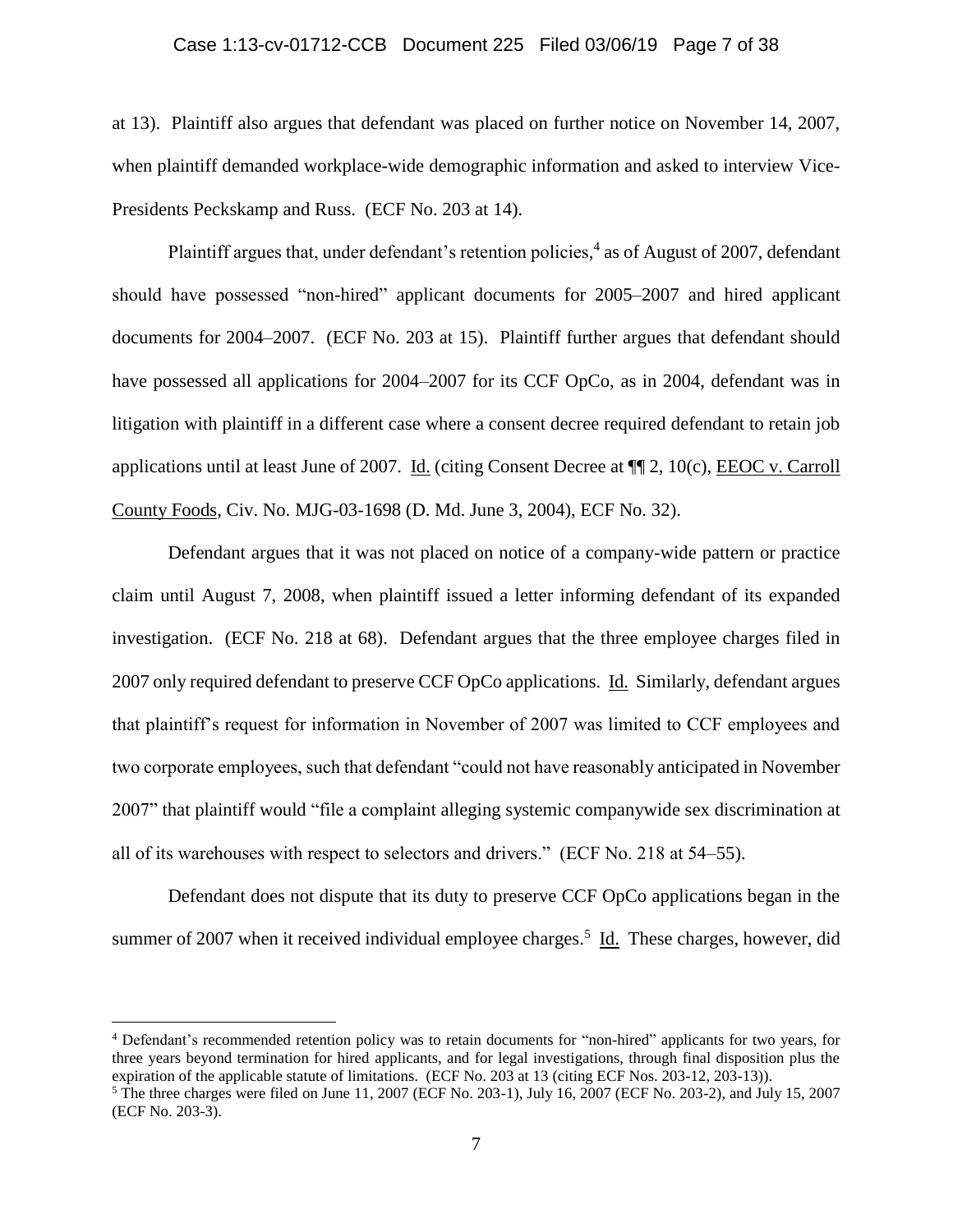at 13). Plaintiff also argues that defendant was placed on further notice on November 14, 2007, when plaintiff demanded workplace-wide demographic information and asked to interview Vice-Presidents Peckskamp and Russ. (ECF No. 203 at 14).

Plaintiff argues that, under defendant's retention policies,[4] as of August of 2007, defendant should have possessed "non-hired" applicant documents for 2005–2007 and hired applicant documents for 2004–2007. (ECF No. 203 at 15). Plaintiff further argues that defendant should have possessed all applications for 2004–2007 for its CCF OpCo, as in 2004, defendant was in litigation with plaintiff in a different case where a consent decree required defendant to retain job applications until at least June of 2007. Id. (citing Consent Decree at ¶¶ 2, 10(c), EEOC v. Carroll County Foods, Civ. No. MJG-03-1698 (D. Md. June 3, 2004), ECF No. 32).

Defendant argues that it was not placed on notice of a company-wide pattern or practice claim until August 7, 2008, when plaintiff issued a letter informing defendant of its expanded investigation. (ECF No. 218 at 68). Defendant argues that the three employee charges filed in 2007 only required defendant to preserve CCF OpCo applications. Id. Similarly, defendant argues that plaintiff's request for information in November of 2007 was limited to CCF employees and two corporate employees, such that defendant "could not have reasonably anticipated in November 2007" that plaintiff would "file a complaint alleging systemic companywide sex discrimination at all of its warehouses with respect to selectors and drivers." (ECF No. 218 at 54–55).

Defendant does not dispute that its duty to preserve CCF OpCo applications began in the summer of 2007 when it received individual employee charges.[5] Id. These charges, however, did

[4] Defendant's recommended retention policy was to retain documents for "non-hired" applicants for two years, for three years beyond termination for hired applicants, and for legal investigations, through final disposition plus the expiration of the applicable statute of limitations. (ECF No. 203 at 13 (citing ECF Nos. 203-12, 203-13)).

[5] The three charges were filed on June 11, 2007 (ECF No. 203-1), July 16, 2007 (ECF No. 203-2), and July 15, 2007 (ECF No. 203-3).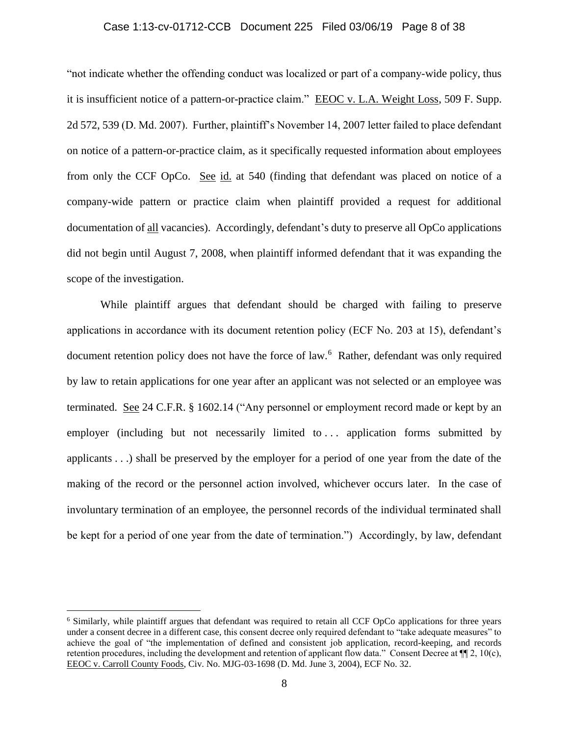"not indicate whether the offending conduct was localized or part of a company-wide policy, thus it is insufficient notice of a pattern-or-practice claim." EEOC v. L.A. Weight Loss, 509 F. Supp. 2d 572, 539 (D. Md. 2007). Further, plaintiff's November 14, 2007 letter failed to place defendant on notice of a pattern-or-practice claim, as it specifically requested information about employees from only the CCF OpCo. See id. at 540 (finding that defendant was placed on notice of a company-wide pattern or practice claim when plaintiff provided a request for additional documentation of all vacancies). Accordingly, defendant's duty to preserve all OpCo applications did not begin until August 7, 2008, when plaintiff informed defendant that it was expanding the scope of the investigation.

While plaintiff argues that defendant should be charged with failing to preserve applications in accordance with its document retention policy (ECF No. 203 at 15), defendant's document retention policy does not have the force of law.[6] Rather, defendant was only required by law to retain applications for one year after an applicant was not selected or an employee was terminated. See 24 C.F.R. § 1602.14 ("Any personnel or employment record made or kept by an employer (including but not necessarily limited to . . . application forms submitted by applicants . . .) shall be preserved by the employer for a period of one year from the date of the making of the record or the personnel action involved, whichever occurs later. In the case of involuntary termination of an employee, the personnel records of the individual terminated shall be kept for a period of one year from the date of termination.") Accordingly, by law, defendant

[6] Similarly, while plaintiff argues that defendant was required to retain all CCF OpCo applications for three years under a consent decree in a different case, this consent decree only required defendant to "take adequate measures" to achieve the goal of "the implementation of defined and consistent job application, record-keeping, and records retention procedures, including the development and retention of applicant flow data." Consent Decree at ¶¶ 2, 10(c), EEOC v. Carroll County Foods, Civ. No. MJG-03-1698 (D. Md. June 3, 2004), ECF No. 32.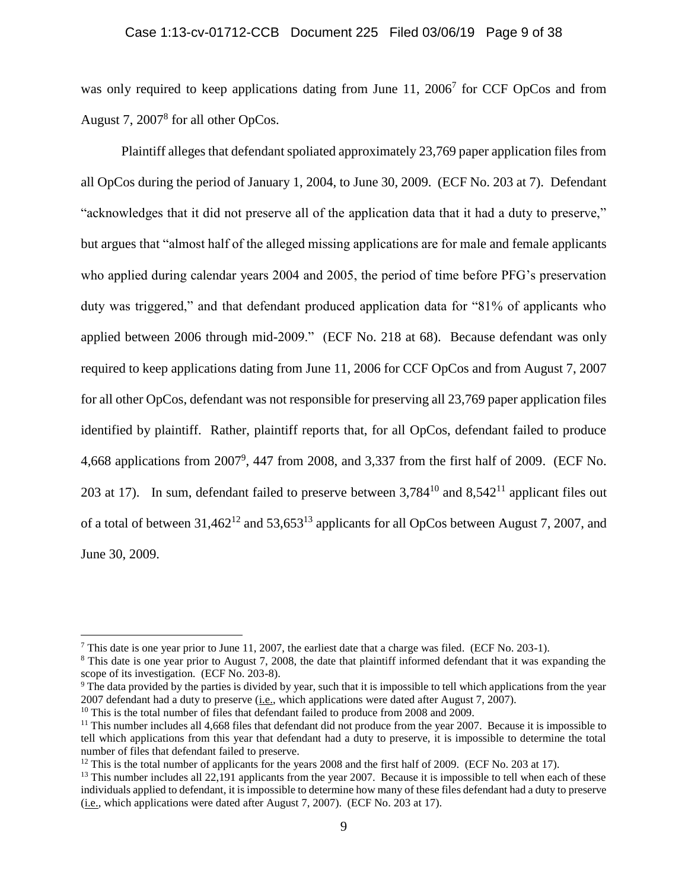was only required to keep applications dating from June 11, 2006[7] for CCF OpCos and from August 7, 2007[8] for all other OpCos.

Plaintiff alleges that defendant spoliated approximately 23,769 paper application files from all OpCos during the period of January 1, 2004, to June 30, 2009. (ECF No. 203 at 7). Defendant "acknowledges that it did not preserve all of the application data that it had a duty to preserve," but argues that "almost half of the alleged missing applications are for male and female applicants who applied during calendar years 2004 and 2005, the period of time before PFG's preservation duty was triggered," and that defendant produced application data for "81% of applicants who applied between 2006 through mid-2009." (ECF No. 218 at 68). Because defendant was only required to keep applications dating from June 11, 2006 for CCF OpCos and from August 7, 2007 for all other OpCos, defendant was not responsible for preserving all 23,769 paper application files identified by plaintiff. Rather, plaintiff reports that, for all OpCos, defendant failed to produce 4,668 applications from 2007[9], 447 from 2008, and 3,337 from the first half of 2009. (ECF No. 203 at 17). In sum, defendant failed to preserve between 3,784[10] and 8,542[11] applicant files out of a total of between 31,462[12] and 53,653[13] applicants for all OpCos between August 7, 2007, and June 30, 2009.

---

[7] This date is one year prior to June 11, 2007, the earliest date that a charge was filed. (ECF No. 203-1).

[8] This date is one year prior to August 7, 2008, the date that plaintiff informed defendant that it was expanding the scope of its investigation. (ECF No. 203-8).

[9] The data provided by the parties is divided by year, such that it is impossible to tell which applications from the year 2007 defendant had a duty to preserve (i.e., which applications were dated after August 7, 2007).

[10] This is the total number of files that defendant failed to produce from 2008 and 2009.

[11] This number includes all 4,668 files that defendant did not produce from the year 2007. Because it is impossible to tell which applications from this year that defendant had a duty to preserve, it is impossible to determine the total number of files that defendant failed to preserve.

[12] This is the total number of applicants for the years 2008 and the first half of 2009. (ECF No. 203 at 17).

[13] This number includes all 22,191 applicants from the year 2007. Because it is impossible to tell when each of these individuals applied to defendant, it is impossible to determine how many of these files defendant had a duty to preserve (i.e., which applications were dated after August 7, 2007). (ECF No. 203 at 17).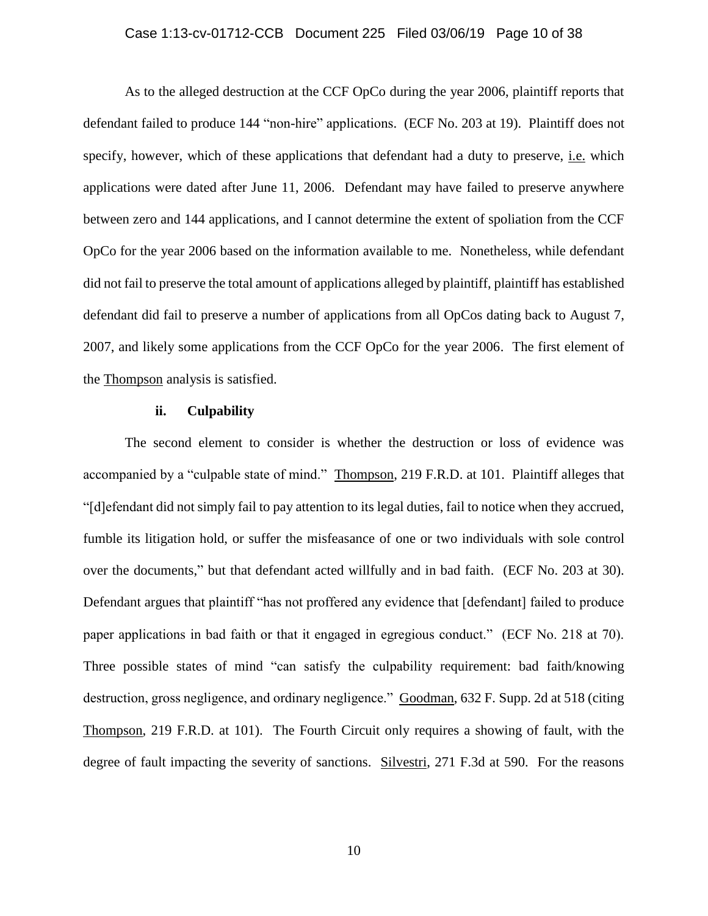As to the alleged destruction at the CCF OpCo during the year 2006, plaintiff reports that defendant failed to produce 144 "non-hire" applications. (ECF No. 203 at 19). Plaintiff does not specify, however, which of these applications that defendant had a duty to preserve, i.e. which applications were dated after June 11, 2006. Defendant may have failed to preserve anywhere between zero and 144 applications, and I cannot determine the extent of spoliation from the CCF OpCo for the year 2006 based on the information available to me. Nonetheless, while defendant did not fail to preserve the total amount of applications alleged by plaintiff, plaintiff has established defendant did fail to preserve a number of applications from all OpCos dating back to August 7, 2007, and likely some applications from the CCF OpCo for the year 2006. The first element of the Thompson analysis is satisfied.

#### ii. Culpability

The second element to consider is whether the destruction or loss of evidence was accompanied by a "culpable state of mind." Thompson, 219 F.R.D. at 101. Plaintiff alleges that "[d]efendant did not simply fail to pay attention to its legal duties, fail to notice when they accrued, fumble its litigation hold, or suffer the misfeasance of one or two individuals with sole control over the documents," but that defendant acted willfully and in bad faith. (ECF No. 203 at 30). Defendant argues that plaintiff "has not proffered any evidence that [defendant] failed to produce paper applications in bad faith or that it engaged in egregious conduct." (ECF No. 218 at 70). Three possible states of mind "can satisfy the culpability requirement: bad faith/knowing destruction, gross negligence, and ordinary negligence." Goodman, 632 F. Supp. 2d at 518 (citing Thompson, 219 F.R.D. at 101). The Fourth Circuit only requires a showing of fault, with the degree of fault impacting the severity of sanctions. Silvestri, 271 F.3d at 590. For the reasons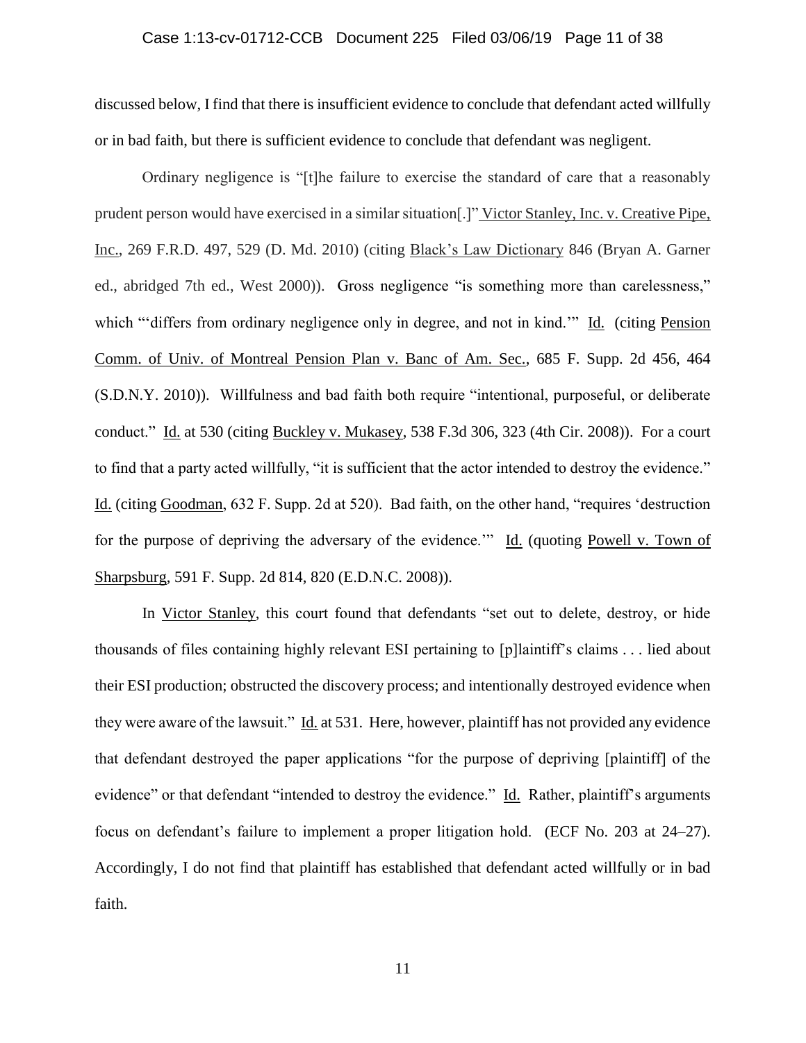discussed below, I find that there is insufficient evidence to conclude that defendant acted willfully or in bad faith, but there is sufficient evidence to conclude that defendant was negligent.

Ordinary negligence is "[t]he failure to exercise the standard of care that a reasonably prudent person would have exercised in a similar situation[.]" Victor Stanley, Inc. v. Creative Pipe, Inc., 269 F.R.D. 497, 529 (D. Md. 2010) (citing Black's Law Dictionary 846 (Bryan A. Garner ed., abridged 7th ed., West 2000)). Gross negligence "is something more than carelessness," which "'differs from ordinary negligence only in degree, and not in kind.'" Id. (citing Pension Comm. of Univ. of Montreal Pension Plan v. Banc of Am. Sec., 685 F. Supp. 2d 456, 464 (S.D.N.Y. 2010)). Willfulness and bad faith both require "intentional, purposeful, or deliberate conduct." Id. at 530 (citing Buckley v. Mukasey, 538 F.3d 306, 323 (4th Cir. 2008)). For a court to find that a party acted willfully, "it is sufficient that the actor intended to destroy the evidence." Id. (citing Goodman, 632 F. Supp. 2d at 520). Bad faith, on the other hand, "requires 'destruction for the purpose of depriving the adversary of the evidence.'" Id. (quoting Powell v. Town of Sharpsburg, 591 F. Supp. 2d 814, 820 (E.D.N.C. 2008)).

In Victor Stanley, this court found that defendants "set out to delete, destroy, or hide thousands of files containing highly relevant ESI pertaining to [p]laintiff's claims . . . lied about their ESI production; obstructed the discovery process; and intentionally destroyed evidence when they were aware of the lawsuit." Id. at 531. Here, however, plaintiff has not provided any evidence that defendant destroyed the paper applications "for the purpose of depriving [plaintiff] of the evidence" or that defendant "intended to destroy the evidence." Id. Rather, plaintiff's arguments focus on defendant's failure to implement a proper litigation hold. (ECF No. 203 at 24–27). Accordingly, I do not find that plaintiff has established that defendant acted willfully or in bad faith.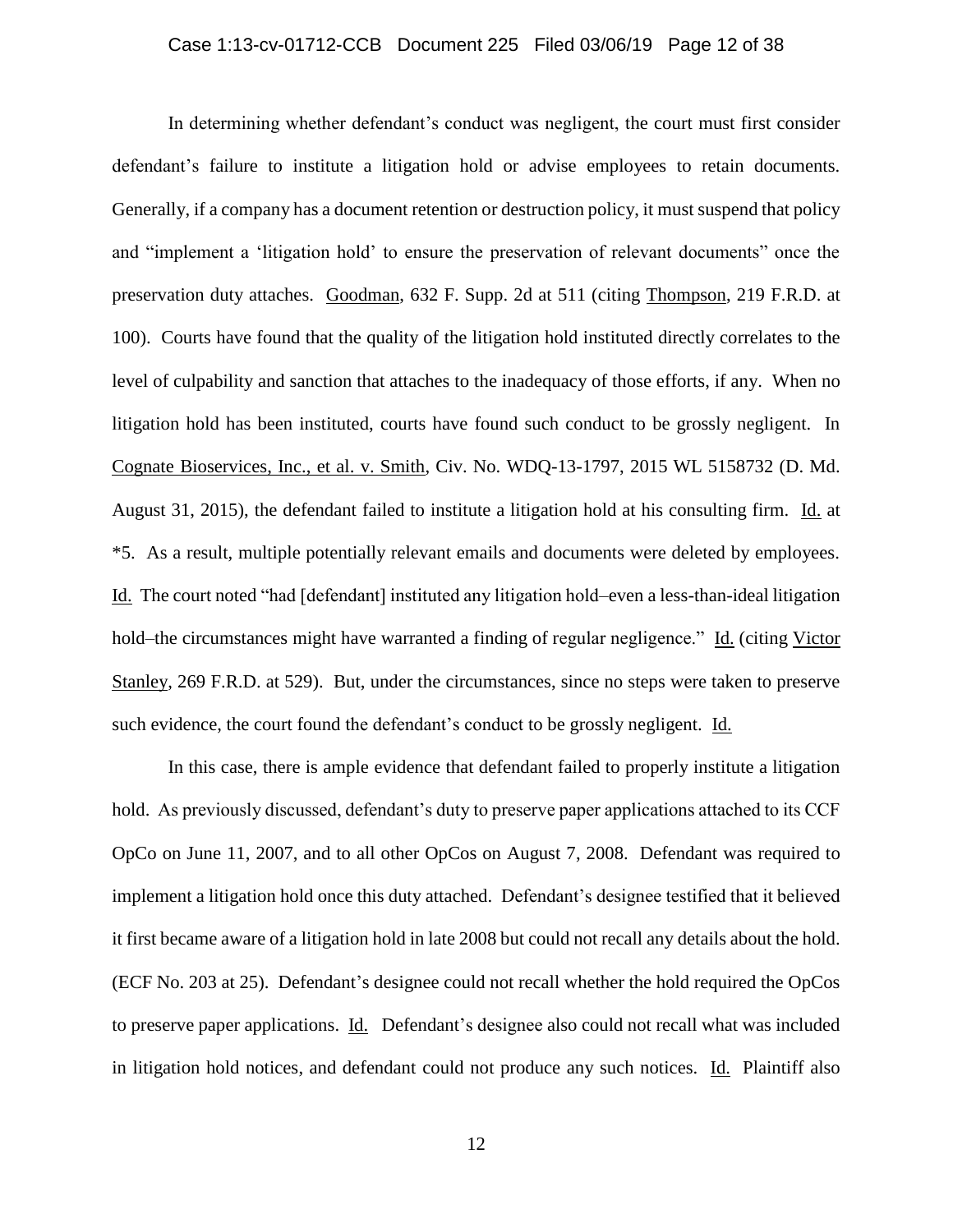In determining whether defendant's conduct was negligent, the court must first consider defendant's failure to institute a litigation hold or advise employees to retain documents. Generally, if a company has a document retention or destruction policy, it must suspend that policy and "implement a 'litigation hold' to ensure the preservation of relevant documents" once the preservation duty attaches. Goodman, 632 F. Supp. 2d at 511 (citing Thompson, 219 F.R.D. at 100). Courts have found that the quality of the litigation hold instituted directly correlates to the level of culpability and sanction that attaches to the inadequacy of those efforts, if any. When no litigation hold has been instituted, courts have found such conduct to be grossly negligent. In Cognate Bioservices, Inc., et al. v. Smith, Civ. No. WDQ-13-1797, 2015 WL 5158732 (D. Md. August 31, 2015), the defendant failed to institute a litigation hold at his consulting firm. Id. at *5. As a result, multiple potentially relevant emails and documents were deleted by employees. Id. The court noted "had [defendant] instituted any litigation hold–even a less-than-ideal litigation hold–the circumstances might have warranted a finding of regular negligence." Id. (citing Victor Stanley, 269 F.R.D. at 529). But, under the circumstances, since no steps were taken to preserve such evidence, the court found the defendant's conduct to be grossly negligent. Id.

In this case, there is ample evidence that defendant failed to properly institute a litigation hold. As previously discussed, defendant's duty to preserve paper applications attached to its CCF OpCo on June 11, 2007, and to all other OpCos on August 7, 2008. Defendant was required to implement a litigation hold once this duty attached. Defendant's designee testified that it believed it first became aware of a litigation hold in late 2008 but could not recall any details about the hold. (ECF No. 203 at 25). Defendant's designee could not recall whether the hold required the OpCos to preserve paper applications. Id. Defendant's designee also could not recall what was included in litigation hold notices, and defendant could not produce any such notices. Id. Plaintiff also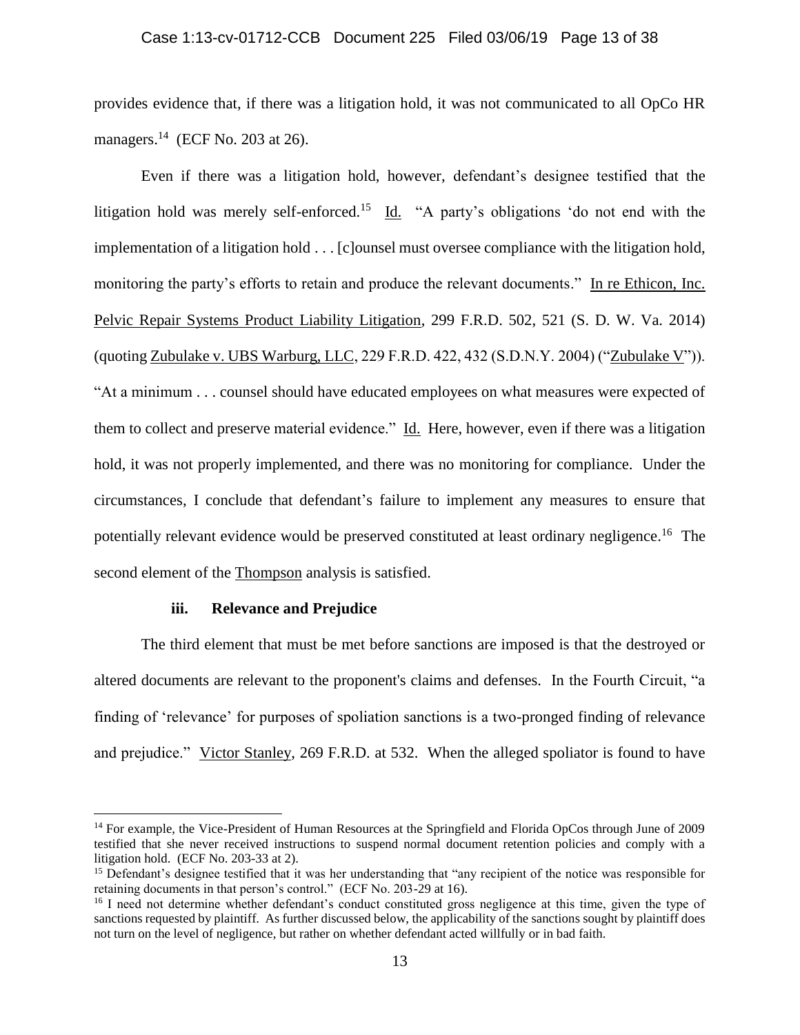provides evidence that, if there was a litigation hold, it was not communicated to all OpCo HR managers.[14] (ECF No. 203 at 26).

Even if there was a litigation hold, however, defendant's designee testified that the litigation hold was merely self-enforced.[15] Id. "A party's obligations 'do not end with the implementation of a litigation hold . . . [c]ounsel must oversee compliance with the litigation hold, monitoring the party's efforts to retain and produce the relevant documents." In re Ethicon, Inc. Pelvic Repair Systems Product Liability Litigation, 299 F.R.D. 502, 521 (S. D. W. Va. 2014) (quoting Zubulake v. UBS Warburg, LLC, 229 F.R.D. 422, 432 (S.D.N.Y. 2004) ("Zubulake V")). "At a minimum . . . counsel should have educated employees on what measures were expected of them to collect and preserve material evidence." Id. Here, however, even if there was a litigation hold, it was not properly implemented, and there was no monitoring for compliance. Under the circumstances, I conclude that defendant's failure to implement any measures to ensure that potentially relevant evidence would be preserved constituted at least ordinary negligence.[16] The second element of the Thompson analysis is satisfied.

**iii. Relevance and Prejudice**

The third element that must be met before sanctions are imposed is that the destroyed or altered documents are relevant to the proponent's claims and defenses. In the Fourth Circuit, "a finding of 'relevance' for purposes of spoliation sanctions is a two-pronged finding of relevance and prejudice." Victor Stanley, 269 F.R.D. at 532. When the alleged spoliator is found to have

---

[14] For example, the Vice-President of Human Resources at the Springfield and Florida OpCos through June of 2009 testified that she never received instructions to suspend normal document retention policies and comply with a litigation hold. (ECF No. 203-33 at 2).

[15] Defendant's designee testified that it was her understanding that "any recipient of the notice was responsible for retaining documents in that person's control." (ECF No. 203-29 at 16).

[16] I need not determine whether defendant's conduct constituted gross negligence at this time, given the type of sanctions requested by plaintiff. As further discussed below, the applicability of the sanctions sought by plaintiff does not turn on the level of negligence, but rather on whether defendant acted willfully or in bad faith.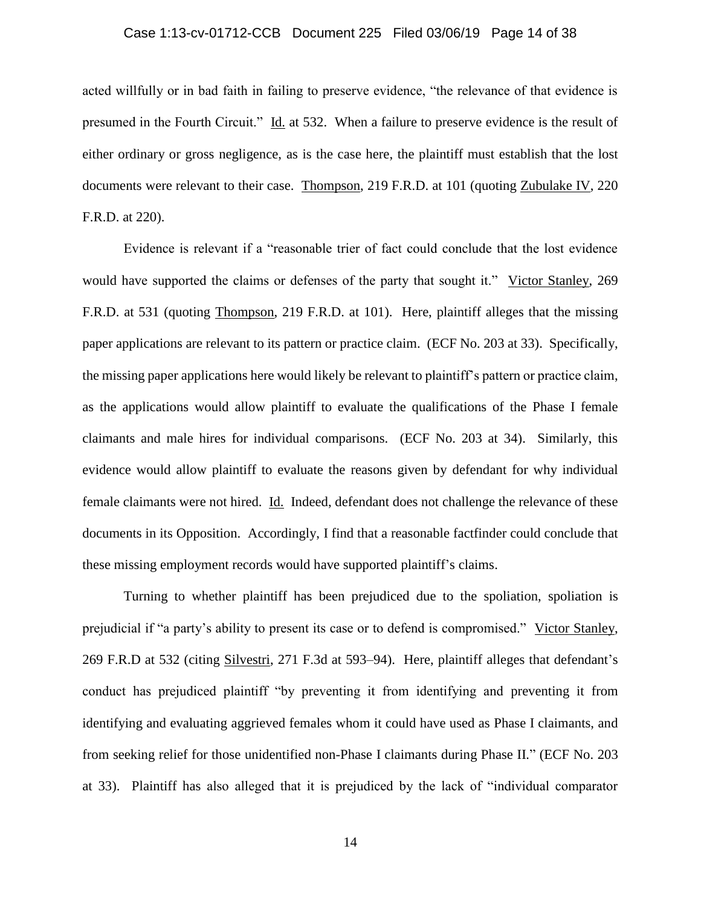acted willfully or in bad faith in failing to preserve evidence, "the relevance of that evidence is presumed in the Fourth Circuit." Id. at 532. When a failure to preserve evidence is the result of either ordinary or gross negligence, as is the case here, the plaintiff must establish that the lost documents were relevant to their case. Thompson, 219 F.R.D. at 101 (quoting Zubulake IV, 220 F.R.D. at 220).

Evidence is relevant if a "reasonable trier of fact could conclude that the lost evidence would have supported the claims or defenses of the party that sought it." Victor Stanley, 269 F.R.D. at 531 (quoting Thompson, 219 F.R.D. at 101). Here, plaintiff alleges that the missing paper applications are relevant to its pattern or practice claim. (ECF No. 203 at 33). Specifically, the missing paper applications here would likely be relevant to plaintiff's pattern or practice claim, as the applications would allow plaintiff to evaluate the qualifications of the Phase I female claimants and male hires for individual comparisons. (ECF No. 203 at 34). Similarly, this evidence would allow plaintiff to evaluate the reasons given by defendant for why individual female claimants were not hired. Id. Indeed, defendant does not challenge the relevance of these documents in its Opposition. Accordingly, I find that a reasonable factfinder could conclude that these missing employment records would have supported plaintiff's claims.

Turning to whether plaintiff has been prejudiced due to the spoliation, spoliation is prejudicial if "a party's ability to present its case or to defend is compromised." Victor Stanley, 269 F.R.D at 532 (citing Silvestri, 271 F.3d at 593–94). Here, plaintiff alleges that defendant's conduct has prejudiced plaintiff "by preventing it from identifying and preventing it from identifying and evaluating aggrieved females whom it could have used as Phase I claimants, and from seeking relief for those unidentified non-Phase I claimants during Phase II." (ECF No. 203 at 33). Plaintiff has also alleged that it is prejudiced by the lack of "individual comparator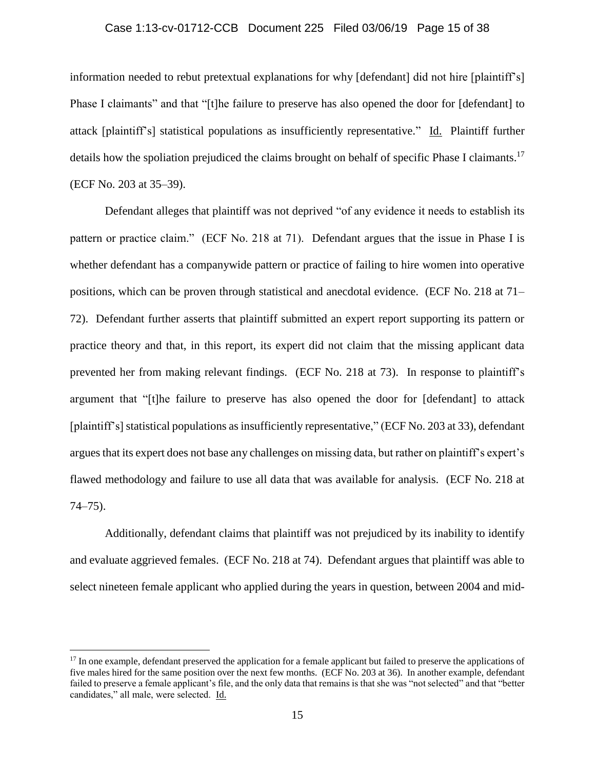information needed to rebut pretextual explanations for why [defendant] did not hire [plaintiff's] Phase I claimants" and that "[t]he failure to preserve has also opened the door for [defendant] to attack [plaintiff's] statistical populations as insufficiently representative." Id. Plaintiff further details how the spoliation prejudiced the claims brought on behalf of specific Phase I claimants.[17] (ECF No. 203 at 35–39).

Defendant alleges that plaintiff was not deprived "of any evidence it needs to establish its pattern or practice claim." (ECF No. 218 at 71). Defendant argues that the issue in Phase I is whether defendant has a companywide pattern or practice of failing to hire women into operative positions, which can be proven through statistical and anecdotal evidence. (ECF No. 218 at 71–72). Defendant further asserts that plaintiff submitted an expert report supporting its pattern or practice theory and that, in this report, its expert did not claim that the missing applicant data prevented her from making relevant findings. (ECF No. 218 at 73). In response to plaintiff's argument that "[t]he failure to preserve has also opened the door for [defendant] to attack [plaintiff's] statistical populations as insufficiently representative," (ECF No. 203 at 33), defendant argues that its expert does not base any challenges on missing data, but rather on plaintiff's expert's flawed methodology and failure to use all data that was available for analysis. (ECF No. 218 at 74–75).

Additionally, defendant claims that plaintiff was not prejudiced by its inability to identify and evaluate aggrieved females. (ECF No. 218 at 74). Defendant argues that plaintiff was able to select nineteen female applicant who applied during the years in question, between 2004 and mid-

[17] In one example, defendant preserved the application for a female applicant but failed to preserve the applications of five males hired for the same position over the next few months. (ECF No. 203 at 36). In another example, defendant failed to preserve a female applicant's file, and the only data that remains is that she was "not selected" and that "better candidates," all male, were selected. Id.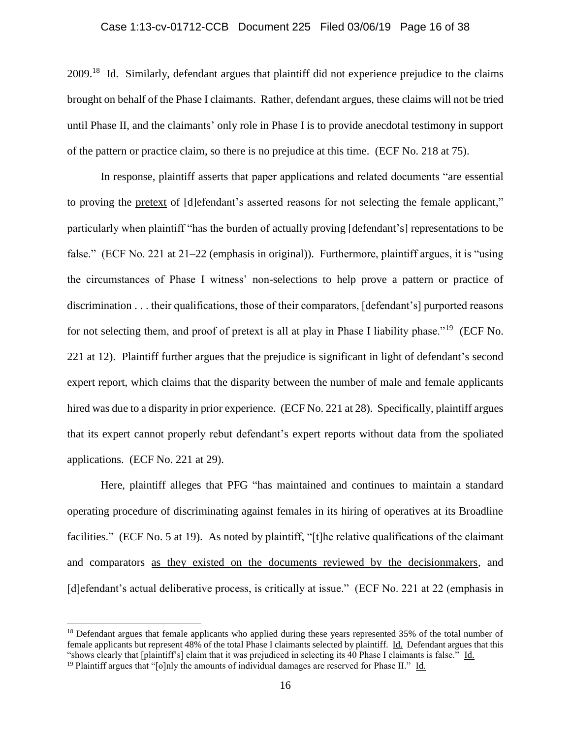2009.[18] Id. Similarly, defendant argues that plaintiff did not experience prejudice to the claims brought on behalf of the Phase I claimants. Rather, defendant argues, these claims will not be tried until Phase II, and the claimants' only role in Phase I is to provide anecdotal testimony in support of the pattern or practice claim, so there is no prejudice at this time. (ECF No. 218 at 75).

In response, plaintiff asserts that paper applications and related documents "are essential to proving the pretext of [d]efendant's asserted reasons for not selecting the female applicant," particularly when plaintiff "has the burden of actually proving [defendant's] representations to be false." (ECF No. 221 at 21–22 (emphasis in original)). Furthermore, plaintiff argues, it is "using the circumstances of Phase I witness' non-selections to help prove a pattern or practice of discrimination . . . their qualifications, those of their comparators, [defendant's] purported reasons for not selecting them, and proof of pretext is all at play in Phase I liability phase."[19] (ECF No. 221 at 12). Plaintiff further argues that the prejudice is significant in light of defendant's second expert report, which claims that the disparity between the number of male and female applicants hired was due to a disparity in prior experience. (ECF No. 221 at 28). Specifically, plaintiff argues that its expert cannot properly rebut defendant's expert reports without data from the spoliated applications. (ECF No. 221 at 29).

Here, plaintiff alleges that PFG "has maintained and continues to maintain a standard operating procedure of discriminating against females in its hiring of operatives at its Broadline facilities." (ECF No. 5 at 19). As noted by plaintiff, "[t]he relative qualifications of the claimant and comparators as they existed on the documents reviewed by the decisionmakers, and [d]efendant's actual deliberative process, is critically at issue." (ECF No. 221 at 22 (emphasis in

---

[18] Defendant argues that female applicants who applied during these years represented 35% of the total number of female applicants but represent 48% of the total Phase I claimants selected by plaintiff. Id. Defendant argues that this "shows clearly that [plaintiff's] claim that it was prejudiced in selecting its 40 Phase I claimants is false." Id.

[19] Plaintiff argues that "[o]nly the amounts of individual damages are reserved for Phase II." Id.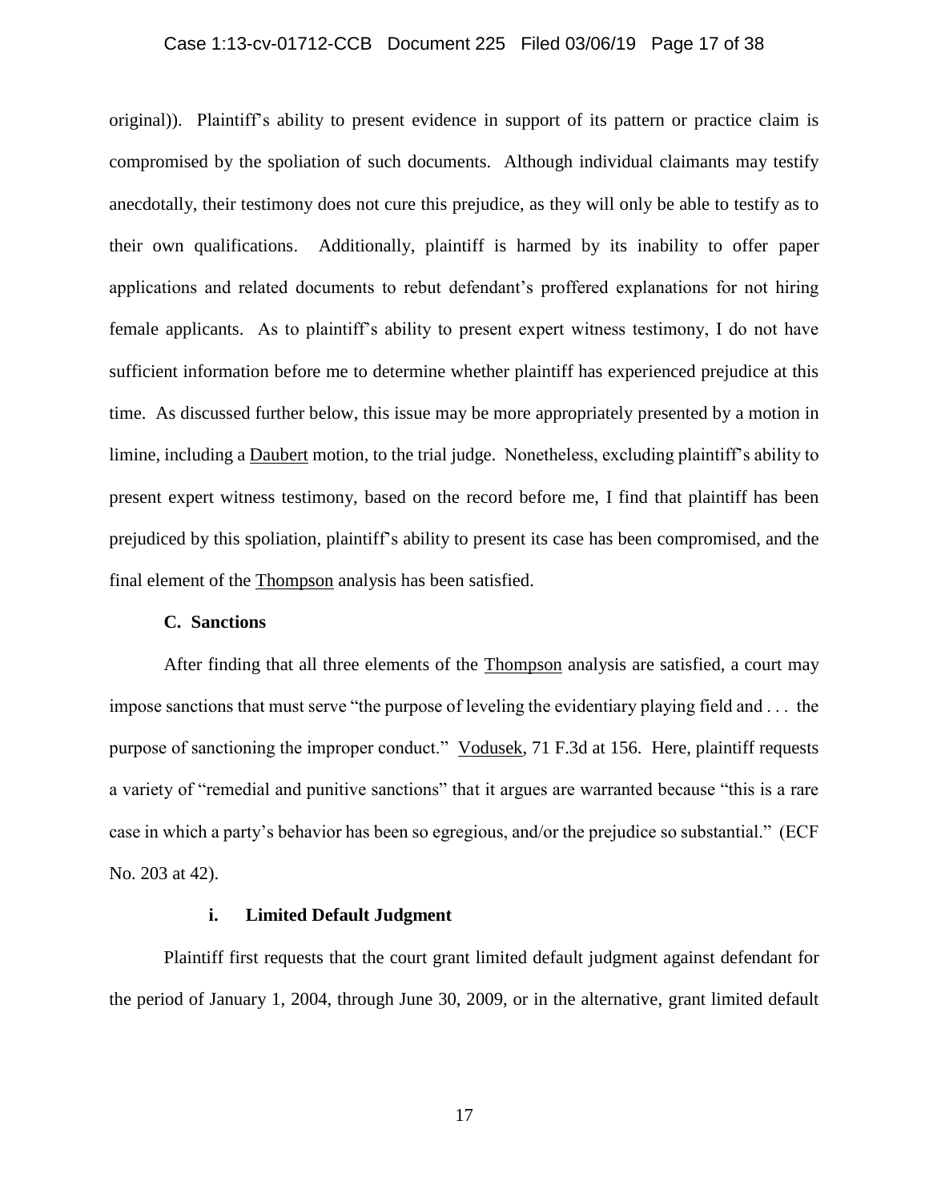original)). Plaintiff's ability to present evidence in support of its pattern or practice claim is compromised by the spoliation of such documents. Although individual claimants may testify anecdotally, their testimony does not cure this prejudice, as they will only be able to testify as to their own qualifications. Additionally, plaintiff is harmed by its inability to offer paper applications and related documents to rebut defendant's proffered explanations for not hiring female applicants. As to plaintiff's ability to present expert witness testimony, I do not have sufficient information before me to determine whether plaintiff has experienced prejudice at this time. As discussed further below, this issue may be more appropriately presented by a motion in limine, including a Daubert motion, to the trial judge. Nonetheless, excluding plaintiff's ability to present expert witness testimony, based on the record before me, I find that plaintiff has been prejudiced by this spoliation, plaintiff's ability to present its case has been compromised, and the final element of the Thompson analysis has been satisfied.

### C. Sanctions

After finding that all three elements of the Thompson analysis are satisfied, a court may impose sanctions that must serve "the purpose of leveling the evidentiary playing field and . . . the purpose of sanctioning the improper conduct." Vodusek, 71 F.3d at 156. Here, plaintiff requests a variety of "remedial and punitive sanctions" that it argues are warranted because "this is a rare case in which a party's behavior has been so egregious, and/or the prejudice so substantial." (ECF No. 203 at 42).

#### i. Limited Default Judgment

Plaintiff first requests that the court grant limited default judgment against defendant for the period of January 1, 2004, through June 30, 2009, or in the alternative, grant limited default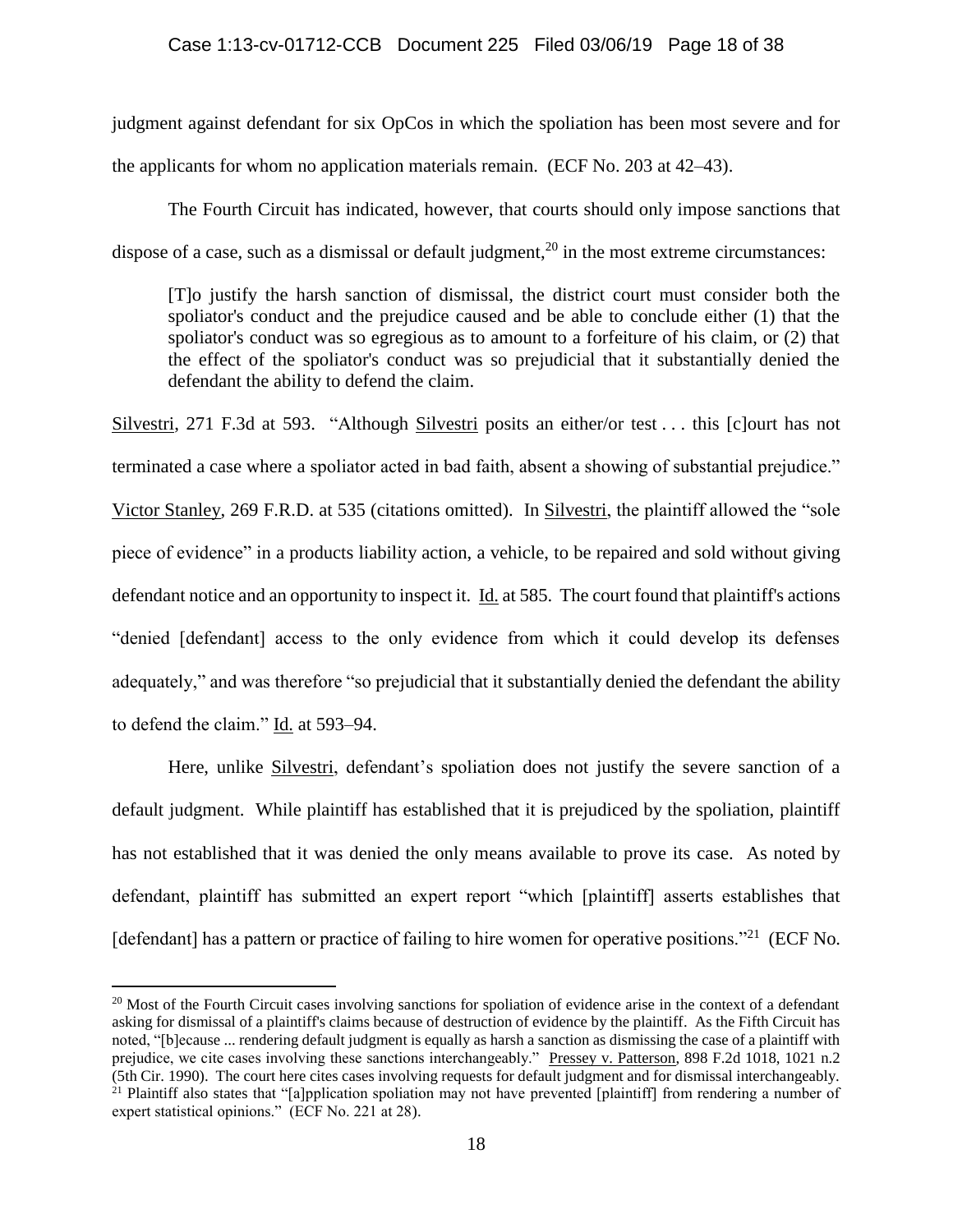judgment against defendant for six OpCos in which the spoliation has been most severe and for the applicants for whom no application materials remain. (ECF No. 203 at 42–43).

The Fourth Circuit has indicated, however, that courts should only impose sanctions that dispose of a case, such as a dismissal or default judgment,[20] in the most extreme circumstances:

> [T]o justify the harsh sanction of dismissal, the district court must consider both the spoliator's conduct and the prejudice caused and be able to conclude either (1) that the spoliator's conduct was so egregious as to amount to a forfeiture of his claim, or (2) that the effect of the spoliator's conduct was so prejudicial that it substantially denied the defendant the ability to defend the claim.

Silvestri, 271 F.3d at 593. "Although Silvestri posits an either/or test . . . this [c]ourt has not terminated a case where a spoliator acted in bad faith, absent a showing of substantial prejudice." Victor Stanley, 269 F.R.D. at 535 (citations omitted). In Silvestri, the plaintiff allowed the "sole piece of evidence" in a products liability action, a vehicle, to be repaired and sold without giving defendant notice and an opportunity to inspect it. Id. at 585. The court found that plaintiff's actions "denied [defendant] access to the only evidence from which it could develop its defenses adequately," and was therefore "so prejudicial that it substantially denied the defendant the ability to defend the claim." Id. at 593–94.

Here, unlike Silvestri, defendant's spoliation does not justify the severe sanction of a default judgment. While plaintiff has established that it is prejudiced by the spoliation, plaintiff has not established that it was denied the only means available to prove its case. As noted by defendant, plaintiff has submitted an expert report "which [plaintiff] asserts establishes that [defendant] has a pattern or practice of failing to hire women for operative positions."[21] (ECF No.

---

[20] Most of the Fourth Circuit cases involving sanctions for spoliation of evidence arise in the context of a defendant asking for dismissal of a plaintiff's claims because of destruction of evidence by the plaintiff. As the Fifth Circuit has noted, "[b]ecause ... rendering default judgment is equally as harsh a sanction as dismissing the case of a plaintiff with prejudice, we cite cases involving these sanctions interchangeably." Pressey v. Patterson, 898 F.2d 1018, 1021 n.2 (5th Cir. 1990). The court here cites cases involving requests for default judgment and for dismissal interchangeably.

[21] Plaintiff also states that "[a]pplication spoliation may not have prevented [plaintiff] from rendering a number of expert statistical opinions." (ECF No. 221 at 28).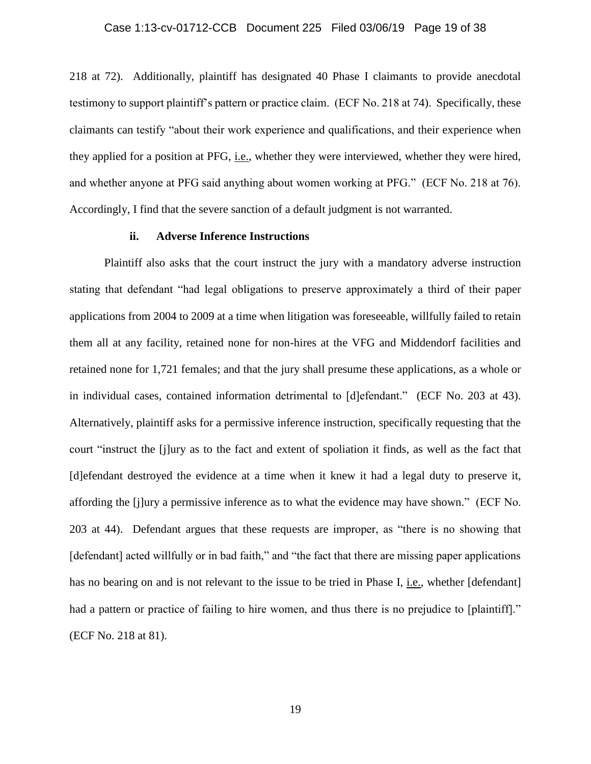218 at 72). Additionally, plaintiff has designated 40 Phase I claimants to provide anecdotal testimony to support plaintiff's pattern or practice claim. (ECF No. 218 at 74). Specifically, these claimants can testify "about their work experience and qualifications, and their experience when they applied for a position at PFG, i.e., whether they were interviewed, whether they were hired, and whether anyone at PFG said anything about women working at PFG." (ECF No. 218 at 76). Accordingly, I find that the severe sanction of a default judgment is not warranted.

#### ii. Adverse Inference Instructions

Plaintiff also asks that the court instruct the jury with a mandatory adverse instruction stating that defendant "had legal obligations to preserve approximately a third of their paper applications from 2004 to 2009 at a time when litigation was foreseeable, willfully failed to retain them all at any facility, retained none for non-hires at the VFG and Middendorf facilities and retained none for 1,721 females; and that the jury shall presume these applications, as a whole or in individual cases, contained information detrimental to [d]efendant." (ECF No. 203 at 43). Alternatively, plaintiff asks for a permissive inference instruction, specifically requesting that the court "instruct the [j]ury as to the fact and extent of spoliation it finds, as well as the fact that [d]efendant destroyed the evidence at a time when it knew it had a legal duty to preserve it, affording the [j]ury a permissive inference as to what the evidence may have shown." (ECF No. 203 at 44). Defendant argues that these requests are improper, as "there is no showing that [defendant] acted willfully or in bad faith," and "the fact that there are missing paper applications has no bearing on and is not relevant to the issue to be tried in Phase I, i.e., whether [defendant] had a pattern or practice of failing to hire women, and thus there is no prejudice to [plaintiff]." (ECF No. 218 at 81).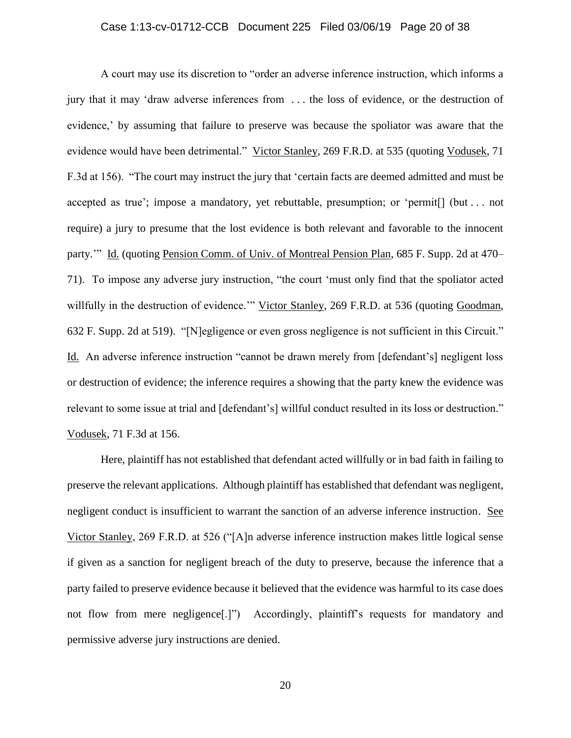A court may use its discretion to "order an adverse inference instruction, which informs a jury that it may 'draw adverse inferences from . . . the loss of evidence, or the destruction of evidence,' by assuming that failure to preserve was because the spoliator was aware that the evidence would have been detrimental." Victor Stanley, 269 F.R.D. at 535 (quoting Vodusek, 71 F.3d at 156). "The court may instruct the jury that 'certain facts are deemed admitted and must be accepted as true'; impose a mandatory, yet rebuttable, presumption; or 'permit[] (but . . . not require) a jury to presume that the lost evidence is both relevant and favorable to the innocent party.'" Id. (quoting Pension Comm. of Univ. of Montreal Pension Plan, 685 F. Supp. 2d at 470–71). To impose any adverse jury instruction, "the court 'must only find that the spoliator acted willfully in the destruction of evidence.'" Victor Stanley, 269 F.R.D. at 536 (quoting Goodman, 632 F. Supp. 2d at 519). "[N]egligence or even gross negligence is not sufficient in this Circuit." Id. An adverse inference instruction "cannot be drawn merely from [defendant's] negligent loss or destruction of evidence; the inference requires a showing that the party knew the evidence was relevant to some issue at trial and [defendant's] willful conduct resulted in its loss or destruction." Vodusek, 71 F.3d at 156.

Here, plaintiff has not established that defendant acted willfully or in bad faith in failing to preserve the relevant applications. Although plaintiff has established that defendant was negligent, negligent conduct is insufficient to warrant the sanction of an adverse inference instruction. See Victor Stanley, 269 F.R.D. at 526 ("[A]n adverse inference instruction makes little logical sense if given as a sanction for negligent breach of the duty to preserve, because the inference that a party failed to preserve evidence because it believed that the evidence was harmful to its case does not flow from mere negligence[.]") Accordingly, plaintiff's requests for mandatory and permissive adverse jury instructions are denied.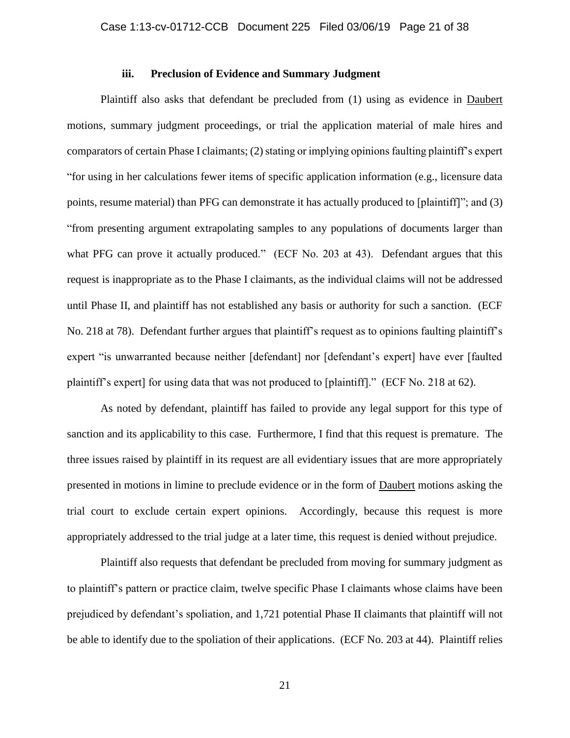### iii. Preclusion of Evidence and Summary Judgment

Plaintiff also asks that defendant be precluded from (1) using as evidence in Daubert motions, summary judgment proceedings, or trial the application material of male hires and comparators of certain Phase I claimants; (2) stating or implying opinions faulting plaintiff's expert "for using in her calculations fewer items of specific application information (e.g., licensure data points, resume material) than PFG can demonstrate it has actually produced to [plaintiff]"; and (3) "from presenting argument extrapolating samples to any populations of documents larger than what PFG can prove it actually produced." (ECF No. 203 at 43). Defendant argues that this request is inappropriate as to the Phase I claimants, as the individual claims will not be addressed until Phase II, and plaintiff has not established any basis or authority for such a sanction. (ECF No. 218 at 78). Defendant further argues that plaintiff's request as to opinions faulting plaintiff's expert "is unwarranted because neither [defendant] nor [defendant's expert] have ever [faulted plaintiff's expert] for using data that was not produced to [plaintiff]." (ECF No. 218 at 62).

As noted by defendant, plaintiff has failed to provide any legal support for this type of sanction and its applicability to this case. Furthermore, I find that this request is premature. The three issues raised by plaintiff in its request are all evidentiary issues that are more appropriately presented in motions in limine to preclude evidence or in the form of Daubert motions asking the trial court to exclude certain expert opinions. Accordingly, because this request is more appropriately addressed to the trial judge at a later time, this request is denied without prejudice.

Plaintiff also requests that defendant be precluded from moving for summary judgment as to plaintiff's pattern or practice claim, twelve specific Phase I claimants whose claims have been prejudiced by defendant's spoliation, and 1,721 potential Phase II claimants that plaintiff will not be able to identify due to the spoliation of their applications. (ECF No. 203 at 44). Plaintiff relies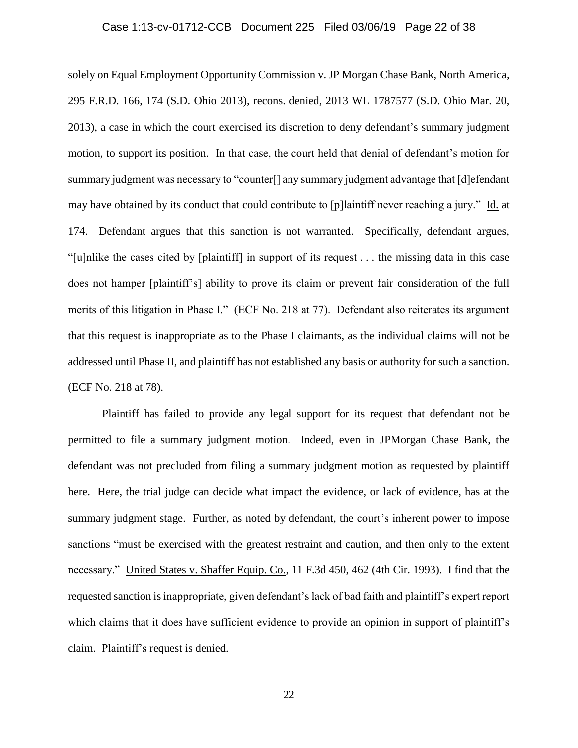solely on Equal Employment Opportunity Commission v. JP Morgan Chase Bank, North America, 295 F.R.D. 166, 174 (S.D. Ohio 2013), recons. denied, 2013 WL 1787577 (S.D. Ohio Mar. 20, 2013), a case in which the court exercised its discretion to deny defendant's summary judgment motion, to support its position. In that case, the court held that denial of defendant's motion for summary judgment was necessary to "counter[] any summary judgment advantage that [d]efendant may have obtained by its conduct that could contribute to [p]laintiff never reaching a jury." Id. at 174. Defendant argues that this sanction is not warranted. Specifically, defendant argues, "[u]nlike the cases cited by [plaintiff] in support of its request . . . the missing data in this case does not hamper [plaintiff's] ability to prove its claim or prevent fair consideration of the full merits of this litigation in Phase I." (ECF No. 218 at 77). Defendant also reiterates its argument that this request is inappropriate as to the Phase I claimants, as the individual claims will not be addressed until Phase II, and plaintiff has not established any basis or authority for such a sanction. (ECF No. 218 at 78).

Plaintiff has failed to provide any legal support for its request that defendant not be permitted to file a summary judgment motion. Indeed, even in JPMorgan Chase Bank, the defendant was not precluded from filing a summary judgment motion as requested by plaintiff here. Here, the trial judge can decide what impact the evidence, or lack of evidence, has at the summary judgment stage. Further, as noted by defendant, the court's inherent power to impose sanctions "must be exercised with the greatest restraint and caution, and then only to the extent necessary." United States v. Shaffer Equip. Co., 11 F.3d 450, 462 (4th Cir. 1993). I find that the requested sanction is inappropriate, given defendant's lack of bad faith and plaintiff's expert report which claims that it does have sufficient evidence to provide an opinion in support of plaintiff's claim. Plaintiff's request is denied.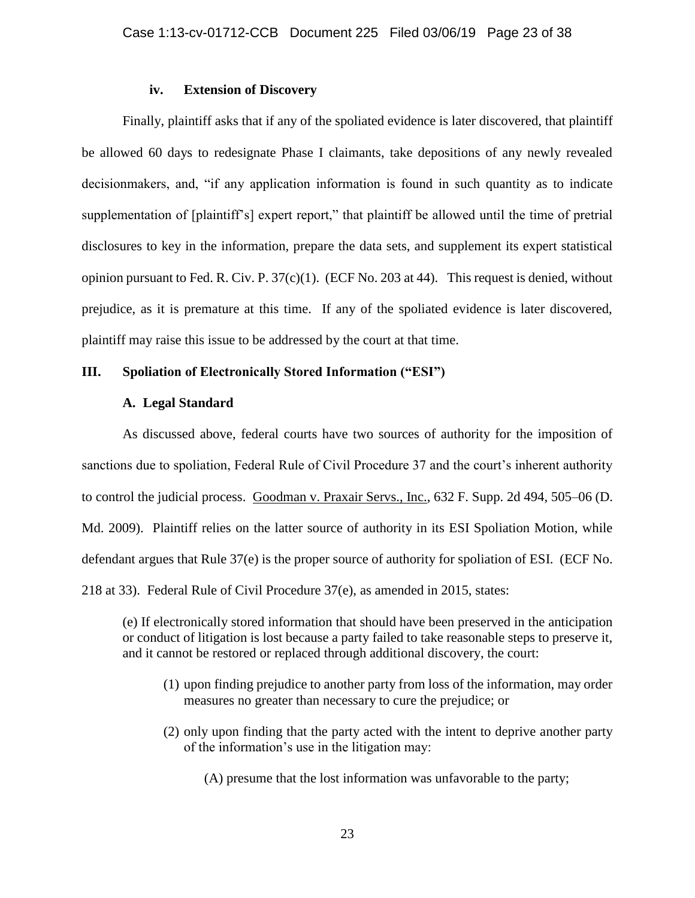#### iv. Extension of Discovery

Finally, plaintiff asks that if any of the spoliated evidence is later discovered, that plaintiff be allowed 60 days to redesignate Phase I claimants, take depositions of any newly revealed decisionmakers, and, "if any application information is found in such quantity as to indicate supplementation of [plaintiff's] expert report," that plaintiff be allowed until the time of pretrial disclosures to key in the information, prepare the data sets, and supplement its expert statistical opinion pursuant to Fed. R. Civ. P. 37(c)(1). (ECF No. 203 at 44). This request is denied, without prejudice, as it is premature at this time. If any of the spoliated evidence is later discovered, plaintiff may raise this issue to be addressed by the court at that time.

## III. Spoliation of Electronically Stored Information ("ESI")

### A. Legal Standard

As discussed above, federal courts have two sources of authority for the imposition of sanctions due to spoliation, Federal Rule of Civil Procedure 37 and the court's inherent authority to control the judicial process. Goodman v. Praxair Servs., Inc., 632 F. Supp. 2d 494, 505–06 (D. Md. 2009). Plaintiff relies on the latter source of authority in its ESI Spoliation Motion, while defendant argues that Rule 37(e) is the proper source of authority for spoliation of ESI. (ECF No. 218 at 33). Federal Rule of Civil Procedure 37(e), as amended in 2015, states:

> (e) If electronically stored information that should have been preserved in the anticipation or conduct of litigation is lost because a party failed to take reasonable steps to preserve it, and it cannot be restored or replaced through additional discovery, the court:
>
> (1) upon finding prejudice to another party from loss of the information, may order measures no greater than necessary to cure the prejudice; or
>
> (2) only upon finding that the party acted with the intent to deprive another party of the information's use in the litigation may:
>
> (A) presume that the lost information was unfavorable to the party;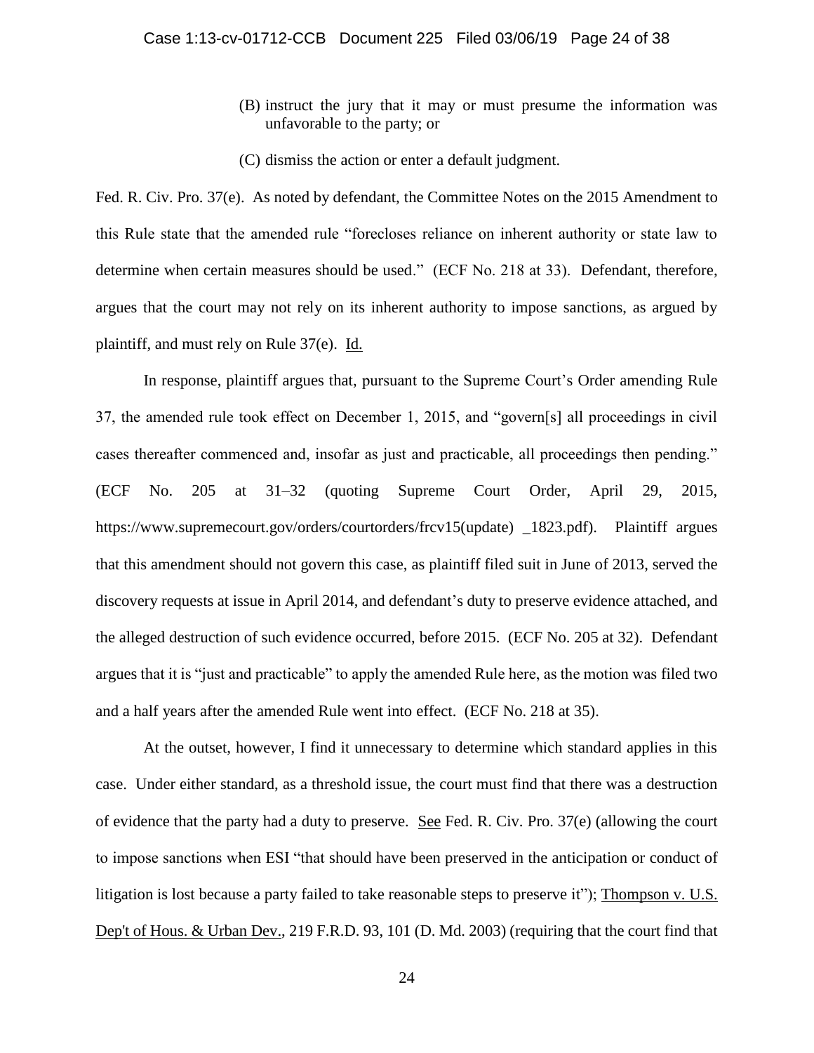(B) instruct the jury that it may or must presume the information was unfavorable to the party; or

(C) dismiss the action or enter a default judgment.

Fed. R. Civ. Pro. 37(e). As noted by defendant, the Committee Notes on the 2015 Amendment to this Rule state that the amended rule "forecloses reliance on inherent authority or state law to determine when certain measures should be used." (ECF No. 218 at 33). Defendant, therefore, argues that the court may not rely on its inherent authority to impose sanctions, as argued by plaintiff, and must rely on Rule 37(e). Id.

In response, plaintiff argues that, pursuant to the Supreme Court's Order amending Rule 37, the amended rule took effect on December 1, 2015, and "govern[s] all proceedings in civil cases thereafter commenced and, insofar as just and practicable, all proceedings then pending." (ECF No. 205 at 31–32 (quoting Supreme Court Order, April 29, 2015, https://www.supremecourt.gov/orders/courtorders/frcv15(update) _1823.pdf). Plaintiff argues that this amendment should not govern this case, as plaintiff filed suit in June of 2013, served the discovery requests at issue in April 2014, and defendant's duty to preserve evidence attached, and the alleged destruction of such evidence occurred, before 2015. (ECF No. 205 at 32). Defendant argues that it is "just and practicable" to apply the amended Rule here, as the motion was filed two and a half years after the amended Rule went into effect. (ECF No. 218 at 35).

At the outset, however, I find it unnecessary to determine which standard applies in this case. Under either standard, as a threshold issue, the court must find that there was a destruction of evidence that the party had a duty to preserve. See Fed. R. Civ. Pro. 37(e) (allowing the court to impose sanctions when ESI "that should have been preserved in the anticipation or conduct of litigation is lost because a party failed to take reasonable steps to preserve it"); Thompson v. U.S. Dep't of Hous. & Urban Dev., 219 F.R.D. 93, 101 (D. Md. 2003) (requiring that the court find that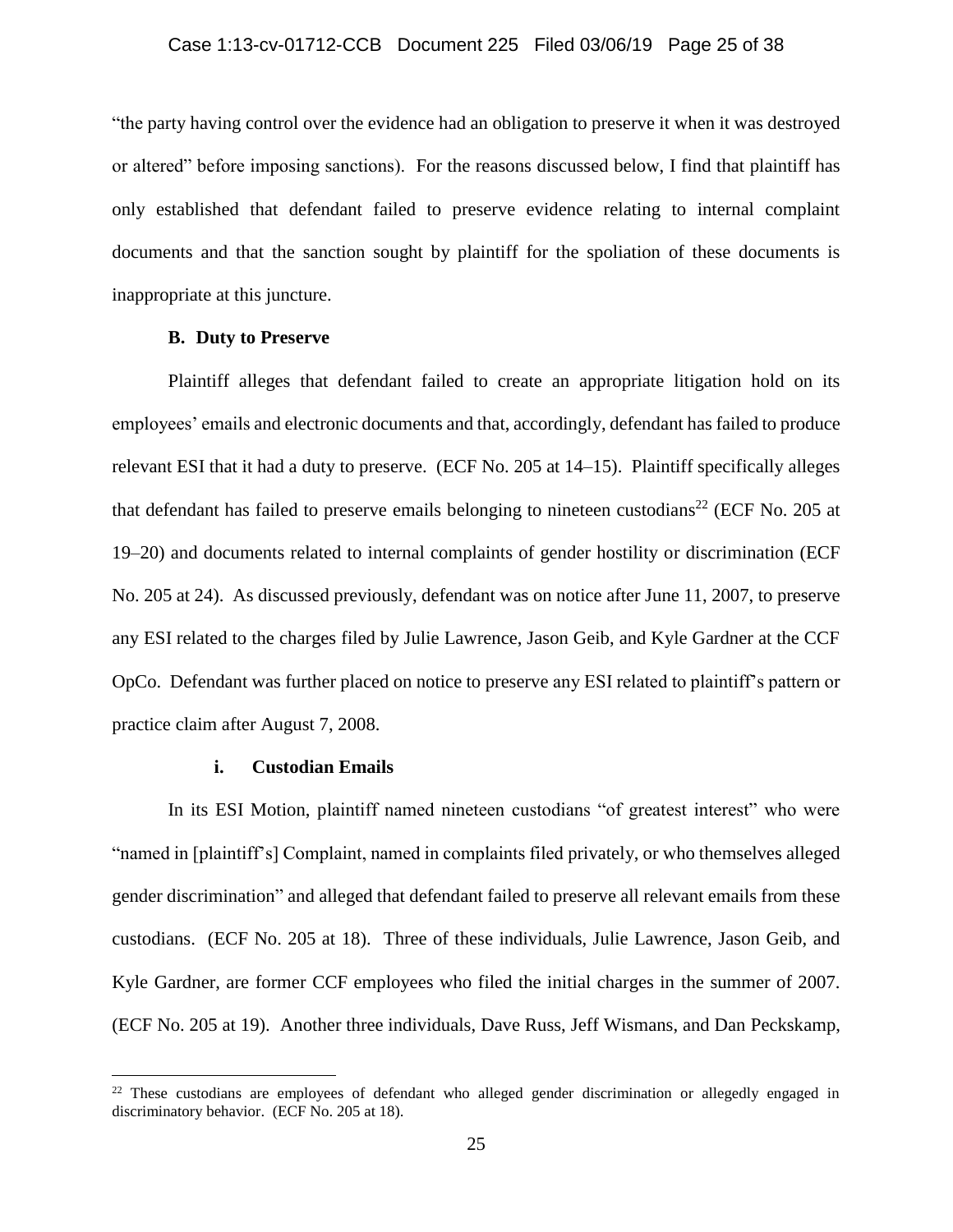"the party having control over the evidence had an obligation to preserve it when it was destroyed or altered" before imposing sanctions). For the reasons discussed below, I find that plaintiff has only established that defendant failed to preserve evidence relating to internal complaint documents and that the sanction sought by plaintiff for the spoliation of these documents is inappropriate at this juncture.

### B. Duty to Preserve

Plaintiff alleges that defendant failed to create an appropriate litigation hold on its employees' emails and electronic documents and that, accordingly, defendant has failed to produce relevant ESI that it had a duty to preserve. (ECF No. 205 at 14–15). Plaintiff specifically alleges that defendant has failed to preserve emails belonging to nineteen custodians[22] (ECF No. 205 at 19–20) and documents related to internal complaints of gender hostility or discrimination (ECF No. 205 at 24). As discussed previously, defendant was on notice after June 11, 2007, to preserve any ESI related to the charges filed by Julie Lawrence, Jason Geib, and Kyle Gardner at the CCF OpCo. Defendant was further placed on notice to preserve any ESI related to plaintiff's pattern or practice claim after August 7, 2008.

#### i. Custodian Emails

In its ESI Motion, plaintiff named nineteen custodians "of greatest interest" who were "named in [plaintiff's] Complaint, named in complaints filed privately, or who themselves alleged gender discrimination" and alleged that defendant failed to preserve all relevant emails from these custodians. (ECF No. 205 at 18). Three of these individuals, Julie Lawrence, Jason Geib, and Kyle Gardner, are former CCF employees who filed the initial charges in the summer of 2007. (ECF No. 205 at 19). Another three individuals, Dave Russ, Jeff Wismans, and Dan Peckskamp,

---

[22] These custodians are employees of defendant who alleged gender discrimination or allegedly engaged in discriminatory behavior. (ECF No. 205 at 18).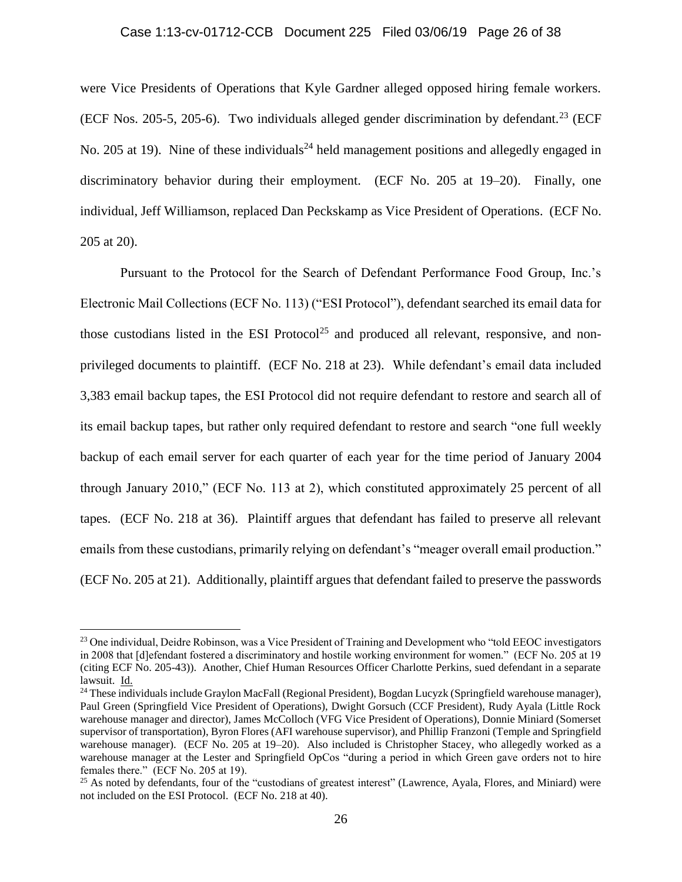were Vice Presidents of Operations that Kyle Gardner alleged opposed hiring female workers. (ECF Nos. 205-5, 205-6). Two individuals alleged gender discrimination by defendant.[23] (ECF No. 205 at 19). Nine of these individuals[24] held management positions and allegedly engaged in discriminatory behavior during their employment. (ECF No. 205 at 19–20). Finally, one individual, Jeff Williamson, replaced Dan Peckskamp as Vice President of Operations. (ECF No. 205 at 20).

Pursuant to the Protocol for the Search of Defendant Performance Food Group, Inc.'s Electronic Mail Collections (ECF No. 113) ("ESI Protocol"), defendant searched its email data for those custodians listed in the ESI Protocol[25] and produced all relevant, responsive, and non-privileged documents to plaintiff. (ECF No. 218 at 23). While defendant's email data included 3,383 email backup tapes, the ESI Protocol did not require defendant to restore and search all of its email backup tapes, but rather only required defendant to restore and search "one full weekly backup of each email server for each quarter of each year for the time period of January 2004 through January 2010," (ECF No. 113 at 2), which constituted approximately 25 percent of all tapes. (ECF No. 218 at 36). Plaintiff argues that defendant has failed to preserve all relevant emails from these custodians, primarily relying on defendant's "meager overall email production." (ECF No. 205 at 21). Additionally, plaintiff argues that defendant failed to preserve the passwords

---

[23] One individual, Deidre Robinson, was a Vice President of Training and Development who "told EEOC investigators in 2008 that [d]efendant fostered a discriminatory and hostile working environment for women." (ECF No. 205 at 19 (citing ECF No. 205-43)). Another, Chief Human Resources Officer Charlotte Perkins, sued defendant in a separate lawsuit. Id.

[24] These individuals include Graylon MacFall (Regional President), Bogdan Lucyzk (Springfield warehouse manager), Paul Green (Springfield Vice President of Operations), Dwight Gorsuch (CCF President), Rudy Ayala (Little Rock warehouse manager and director), James McColloch (VFG Vice President of Operations), Donnie Miniard (Somerset supervisor of transportation), Byron Flores (AFI warehouse supervisor), and Phillip Franzoni (Temple and Springfield warehouse manager). (ECF No. 205 at 19–20). Also included is Christopher Stacey, who allegedly worked as a warehouse manager at the Lester and Springfield OpCos "during a period in which Green gave orders not to hire females there." (ECF No. 205 at 19).

[25] As noted by defendants, four of the "custodians of greatest interest" (Lawrence, Ayala, Flores, and Miniard) were not included on the ESI Protocol. (ECF No. 218 at 40).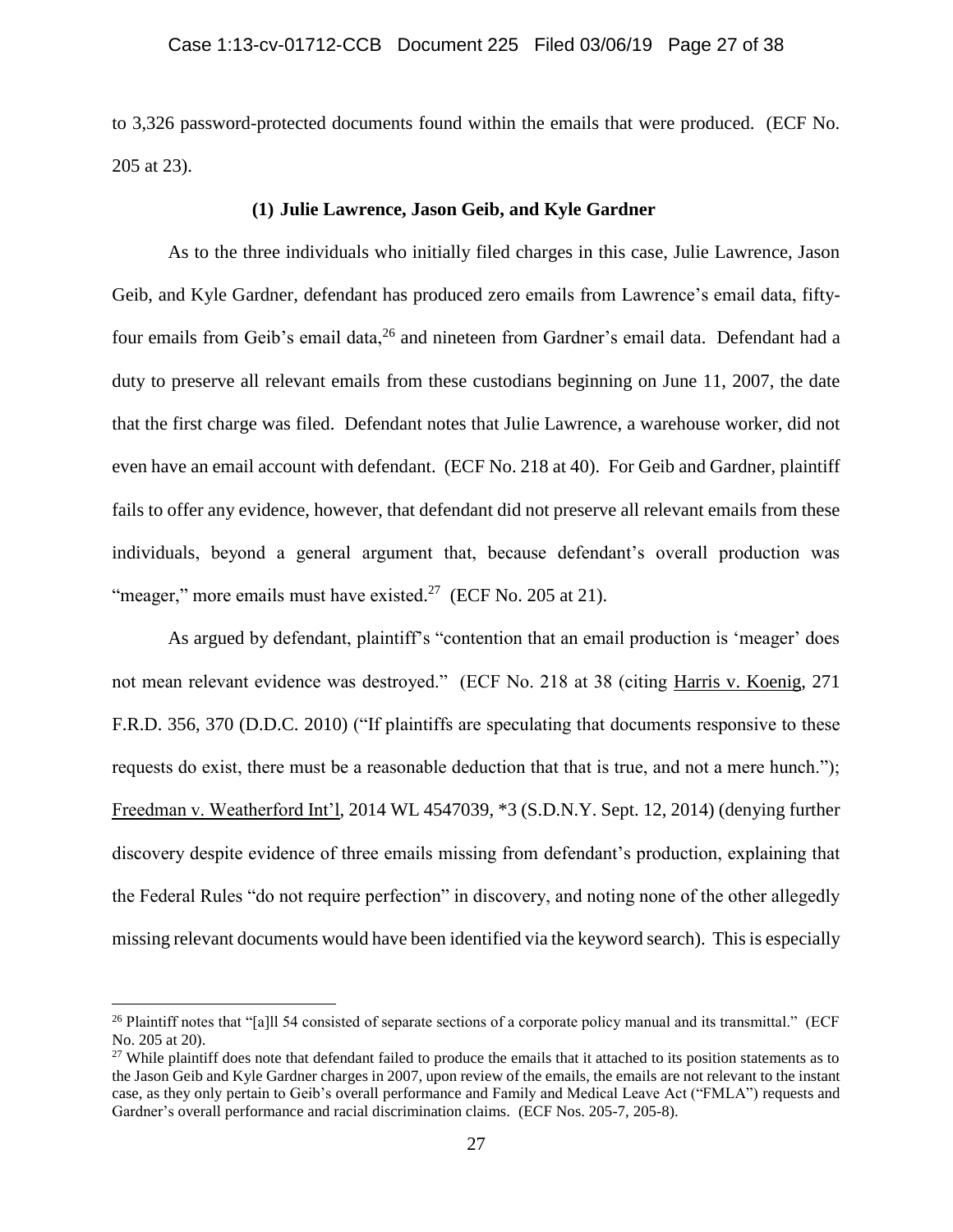to 3,326 password-protected documents found within the emails that were produced. (ECF No. 205 at 23).

### (1) Julie Lawrence, Jason Geib, and Kyle Gardner

As to the three individuals who initially filed charges in this case, Julie Lawrence, Jason Geib, and Kyle Gardner, defendant has produced zero emails from Lawrence's email data, fifty-four emails from Geib's email data,[26] and nineteen from Gardner's email data. Defendant had a duty to preserve all relevant emails from these custodians beginning on June 11, 2007, the date that the first charge was filed. Defendant notes that Julie Lawrence, a warehouse worker, did not even have an email account with defendant. (ECF No. 218 at 40). For Geib and Gardner, plaintiff fails to offer any evidence, however, that defendant did not preserve all relevant emails from these individuals, beyond a general argument that, because defendant's overall production was "meager," more emails must have existed.[27] (ECF No. 205 at 21).

As argued by defendant, plaintiff's "contention that an email production is 'meager' does not mean relevant evidence was destroyed." (ECF No. 218 at 38 (citing Harris v. Koenig, 271 F.R.D. 356, 370 (D.D.C. 2010) ("If plaintiffs are speculating that documents responsive to these requests do exist, there must be a reasonable deduction that that is true, and not a mere hunch."); Freedman v. Weatherford Int'l, 2014 WL 4547039, *3 (S.D.N.Y. Sept. 12, 2014) (denying further discovery despite evidence of three emails missing from defendant's production, explaining that the Federal Rules "do not require perfection" in discovery, and noting none of the other allegedly missing relevant documents would have been identified via the keyword search). This is especially

---

[26] Plaintiff notes that "[a]ll 54 consisted of separate sections of a corporate policy manual and its transmittal." (ECF No. 205 at 20).

[27] While plaintiff does note that defendant failed to produce the emails that it attached to its position statements as to the Jason Geib and Kyle Gardner charges in 2007, upon review of the emails, the emails are not relevant to the instant case, as they only pertain to Geib's overall performance and Family and Medical Leave Act ("FMLA") requests and Gardner's overall performance and racial discrimination claims. (ECF Nos. 205-7, 205-8).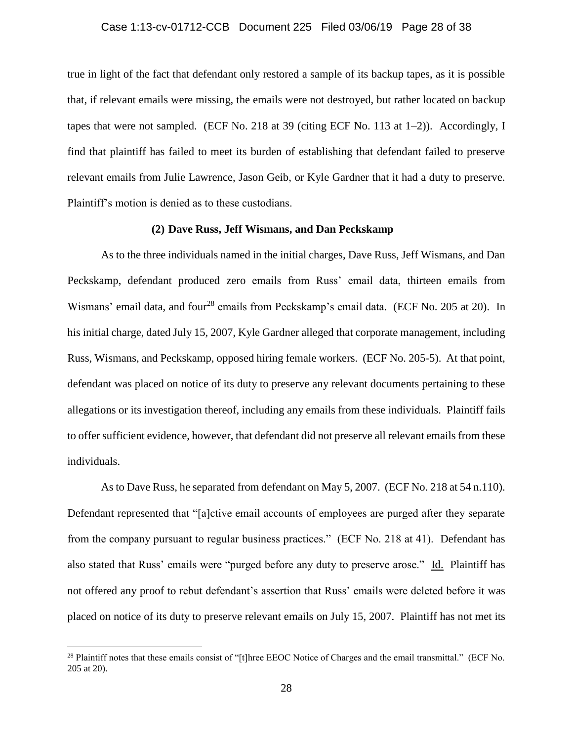true in light of the fact that defendant only restored a sample of its backup tapes, as it is possible that, if relevant emails were missing, the emails were not destroyed, but rather located on backup tapes that were not sampled. (ECF No. 218 at 39 (citing ECF No. 113 at 1–2)). Accordingly, I find that plaintiff has failed to meet its burden of establishing that defendant failed to preserve relevant emails from Julie Lawrence, Jason Geib, or Kyle Gardner that it had a duty to preserve. Plaintiff's motion is denied as to these custodians.

**(2) Dave Russ, Jeff Wismans, and Dan Peckskamp**

As to the three individuals named in the initial charges, Dave Russ, Jeff Wismans, and Dan Peckskamp, defendant produced zero emails from Russ' email data, thirteen emails from Wismans' email data, and four[28] emails from Peckskamp's email data. (ECF No. 205 at 20). In his initial charge, dated July 15, 2007, Kyle Gardner alleged that corporate management, including Russ, Wismans, and Peckskamp, opposed hiring female workers. (ECF No. 205-5). At that point, defendant was placed on notice of its duty to preserve any relevant documents pertaining to these allegations or its investigation thereof, including any emails from these individuals. Plaintiff fails to offer sufficient evidence, however, that defendant did not preserve all relevant emails from these individuals.

As to Dave Russ, he separated from defendant on May 5, 2007. (ECF No. 218 at 54 n.110). Defendant represented that "[a]ctive email accounts of employees are purged after they separate from the company pursuant to regular business practices." (ECF No. 218 at 41). Defendant has also stated that Russ' emails were "purged before any duty to preserve arose." Id. Plaintiff has not offered any proof to rebut defendant's assertion that Russ' emails were deleted before it was placed on notice of its duty to preserve relevant emails on July 15, 2007. Plaintiff has not met its

[28] Plaintiff notes that these emails consist of "[t]hree EEOC Notice of Charges and the email transmittal." (ECF No. 205 at 20).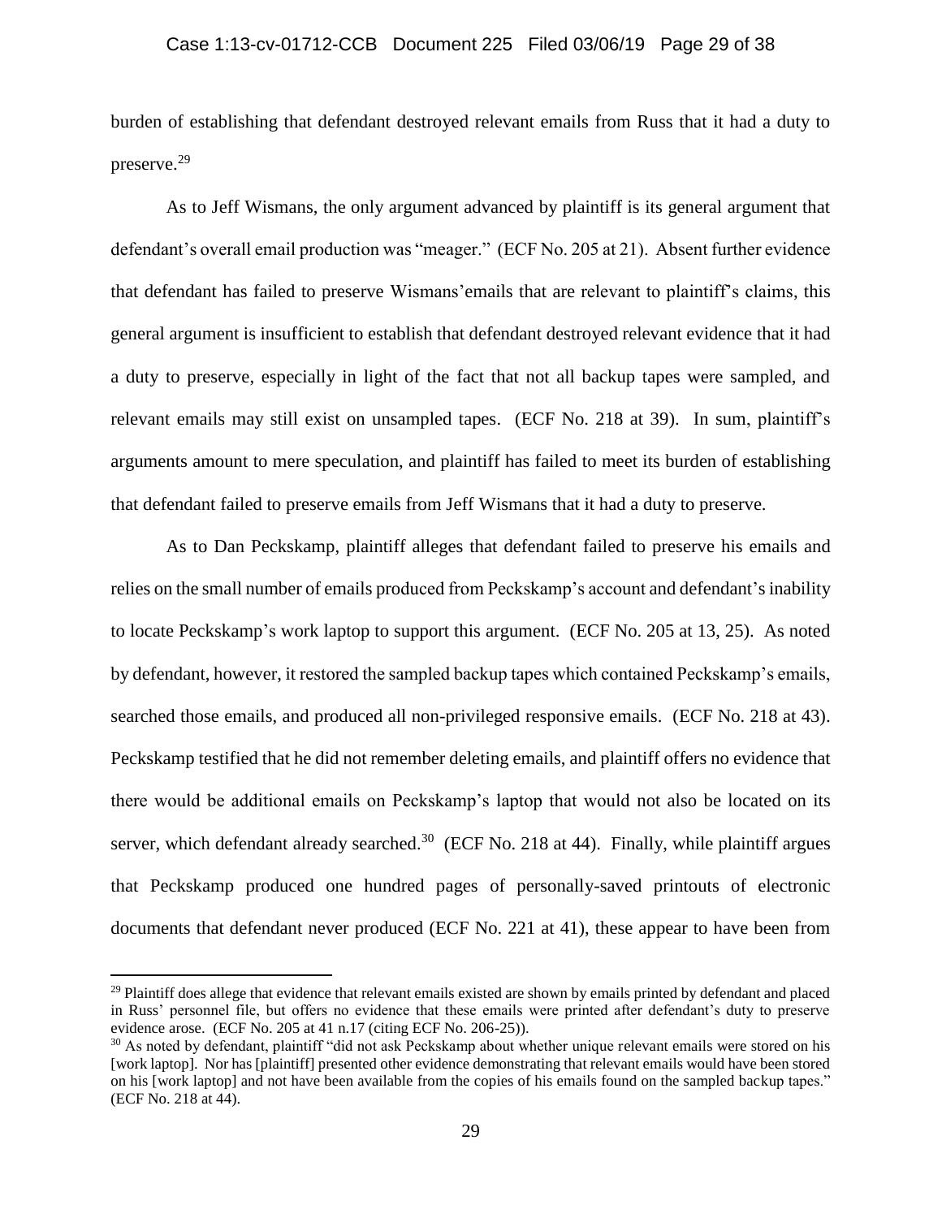burden of establishing that defendant destroyed relevant emails from Russ that it had a duty to preserve.[29]

As to Jeff Wismans, the only argument advanced by plaintiff is its general argument that defendant's overall email production was "meager." (ECF No. 205 at 21). Absent further evidence that defendant has failed to preserve Wismans' emails that are relevant to plaintiff's claims, this general argument is insufficient to establish that defendant destroyed relevant evidence that it had a duty to preserve, especially in light of the fact that not all backup tapes were sampled, and relevant emails may still exist on unsampled tapes. (ECF No. 218 at 39). In sum, plaintiff's arguments amount to mere speculation, and plaintiff has failed to meet its burden of establishing that defendant failed to preserve emails from Jeff Wismans that it had a duty to preserve.

As to Dan Peckskamp, plaintiff alleges that defendant failed to preserve his emails and relies on the small number of emails produced from Peckskamp's account and defendant's inability to locate Peckskamp's work laptop to support this argument. (ECF No. 205 at 13, 25). As noted by defendant, however, it restored the sampled backup tapes which contained Peckskamp's emails, searched those emails, and produced all non-privileged responsive emails. (ECF No. 218 at 43). Peckskamp testified that he did not remember deleting emails, and plaintiff offers no evidence that there would be additional emails on Peckskamp's laptop that would not also be located on its server, which defendant already searched.[30] (ECF No. 218 at 44). Finally, while plaintiff argues that Peckskamp produced one hundred pages of personally-saved printouts of electronic documents that defendant never produced (ECF No. 221 at 41), these appear to have been from

---

[29] Plaintiff does allege that evidence that relevant emails existed are shown by emails printed by defendant and placed in Russ' personnel file, but offers no evidence that these emails were printed after defendant's duty to preserve evidence arose. (ECF No. 205 at 41 n.17 (citing ECF No. 206-25)).

[30] As noted by defendant, plaintiff "did not ask Peckskamp about whether unique relevant emails were stored on his [work laptop]. Nor has [plaintiff] presented other evidence demonstrating that relevant emails would have been stored on his [work laptop] and not have been available from the copies of his emails found on the sampled backup tapes." (ECF No. 218 at 44).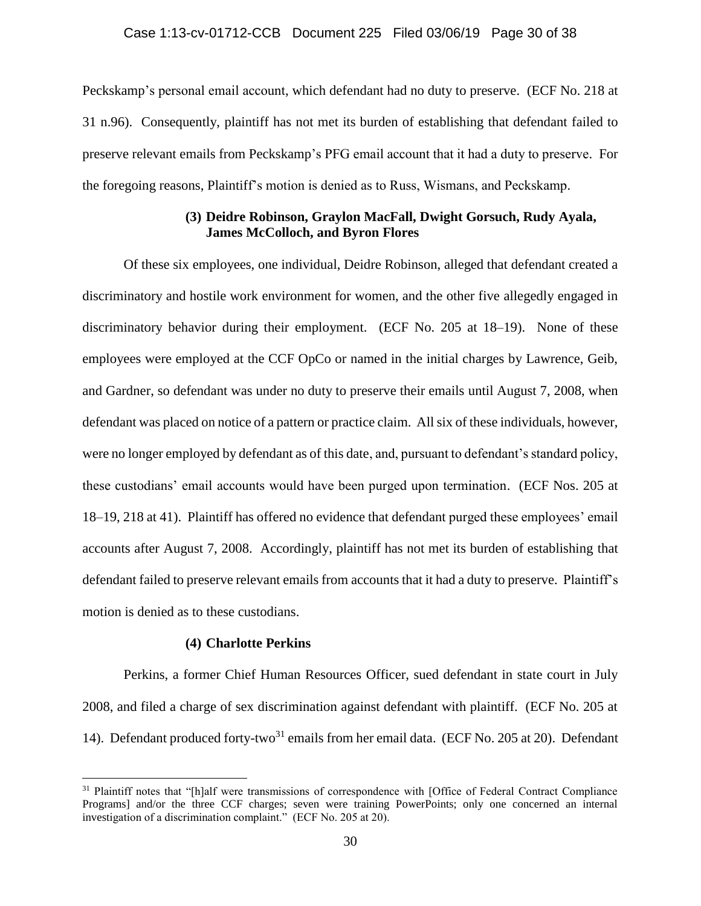Peckskamp's personal email account, which defendant had no duty to preserve. (ECF No. 218 at 31 n.96). Consequently, plaintiff has not met its burden of establishing that defendant failed to preserve relevant emails from Peckskamp's PFG email account that it had a duty to preserve. For the foregoing reasons, Plaintiff's motion is denied as to Russ, Wismans, and Peckskamp.

**(3) Deidre Robinson, Graylon MacFall, Dwight Gorsuch, Rudy Ayala, James McColloch, and Byron Flores**

Of these six employees, one individual, Deidre Robinson, alleged that defendant created a discriminatory and hostile work environment for women, and the other five allegedly engaged in discriminatory behavior during their employment. (ECF No. 205 at 18–19). None of these employees were employed at the CCF OpCo or named in the initial charges by Lawrence, Geib, and Gardner, so defendant was under no duty to preserve their emails until August 7, 2008, when defendant was placed on notice of a pattern or practice claim. All six of these individuals, however, were no longer employed by defendant as of this date, and, pursuant to defendant's standard policy, these custodians' email accounts would have been purged upon termination. (ECF Nos. 205 at 18–19, 218 at 41). Plaintiff has offered no evidence that defendant purged these employees' email accounts after August 7, 2008. Accordingly, plaintiff has not met its burden of establishing that defendant failed to preserve relevant emails from accounts that it had a duty to preserve. Plaintiff's motion is denied as to these custodians.

**(4) Charlotte Perkins**

Perkins, a former Chief Human Resources Officer, sued defendant in state court in July 2008, and filed a charge of sex discrimination against defendant with plaintiff. (ECF No. 205 at 14). Defendant produced forty-two[31] emails from her email data. (ECF No. 205 at 20). Defendant

[31] Plaintiff notes that "[h]alf were transmissions of correspondence with [Office of Federal Contract Compliance Programs] and/or the three CCF charges; seven were training PowerPoints; only one concerned an internal investigation of a discrimination complaint." (ECF No. 205 at 20).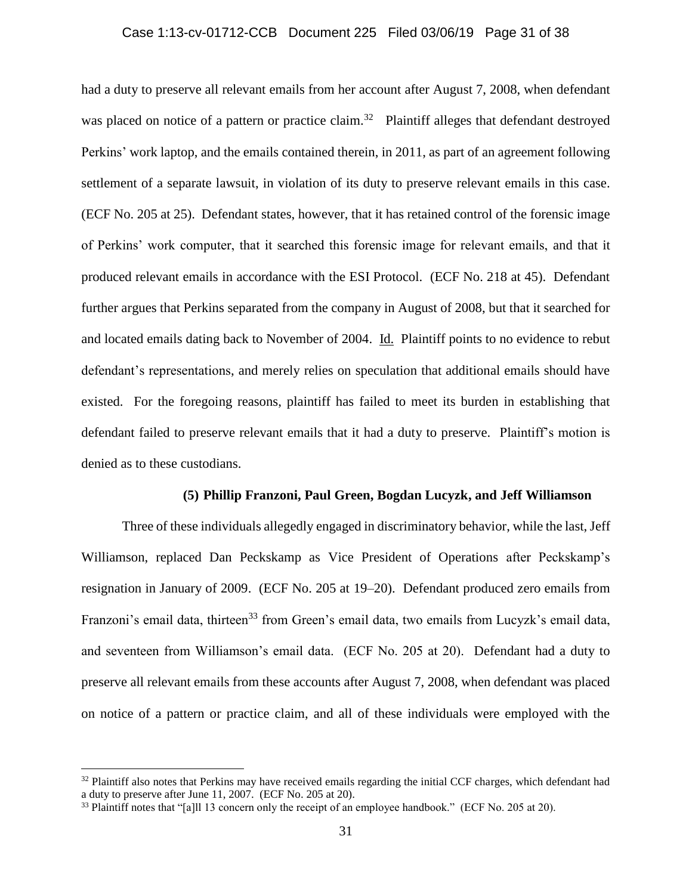had a duty to preserve all relevant emails from her account after August 7, 2008, when defendant was placed on notice of a pattern or practice claim.[32] Plaintiff alleges that defendant destroyed Perkins' work laptop, and the emails contained therein, in 2011, as part of an agreement following settlement of a separate lawsuit, in violation of its duty to preserve relevant emails in this case. (ECF No. 205 at 25). Defendant states, however, that it has retained control of the forensic image of Perkins' work computer, that it searched this forensic image for relevant emails, and that it produced relevant emails in accordance with the ESI Protocol. (ECF No. 218 at 45). Defendant further argues that Perkins separated from the company in August of 2008, but that it searched for and located emails dating back to November of 2004. Id. Plaintiff points to no evidence to rebut defendant's representations, and merely relies on speculation that additional emails should have existed. For the foregoing reasons, plaintiff has failed to meet its burden in establishing that defendant failed to preserve relevant emails that it had a duty to preserve. Plaintiff's motion is denied as to these custodians.

**(5) Phillip Franzoni, Paul Green, Bogdan Lucyzk, and Jeff Williamson**

Three of these individuals allegedly engaged in discriminatory behavior, while the last, Jeff Williamson, replaced Dan Peckskamp as Vice President of Operations after Peckskamp's resignation in January of 2009. (ECF No. 205 at 19–20). Defendant produced zero emails from Franzoni's email data, thirteen[33] from Green's email data, two emails from Lucyzk's email data, and seventeen from Williamson's email data. (ECF No. 205 at 20). Defendant had a duty to preserve all relevant emails from these accounts after August 7, 2008, when defendant was placed on notice of a pattern or practice claim, and all of these individuals were employed with the

[32] Plaintiff also notes that Perkins may have received emails regarding the initial CCF charges, which defendant had a duty to preserve after June 11, 2007. (ECF No. 205 at 20).

[33] Plaintiff notes that "[a]ll 13 concern only the receipt of an employee handbook." (ECF No. 205 at 20).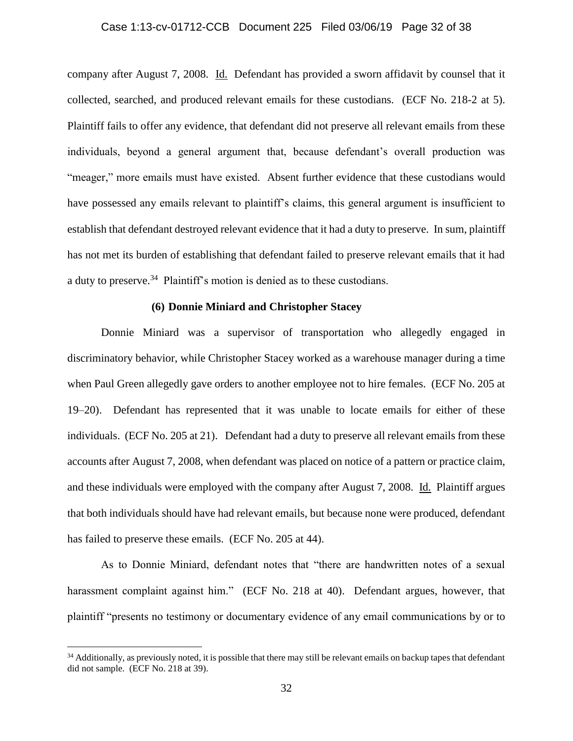company after August 7, 2008. Id. Defendant has provided a sworn affidavit by counsel that it collected, searched, and produced relevant emails for these custodians. (ECF No. 218-2 at 5). Plaintiff fails to offer any evidence, that defendant did not preserve all relevant emails from these individuals, beyond a general argument that, because defendant's overall production was "meager," more emails must have existed. Absent further evidence that these custodians would have possessed any emails relevant to plaintiff's claims, this general argument is insufficient to establish that defendant destroyed relevant evidence that it had a duty to preserve. In sum, plaintiff has not met its burden of establishing that defendant failed to preserve relevant emails that it had a duty to preserve.[34] Plaintiff's motion is denied as to these custodians.

**(6) Donnie Miniard and Christopher Stacey**

Donnie Miniard was a supervisor of transportation who allegedly engaged in discriminatory behavior, while Christopher Stacey worked as a warehouse manager during a time when Paul Green allegedly gave orders to another employee not to hire females. (ECF No. 205 at 19–20). Defendant has represented that it was unable to locate emails for either of these individuals. (ECF No. 205 at 21). Defendant had a duty to preserve all relevant emails from these accounts after August 7, 2008, when defendant was placed on notice of a pattern or practice claim, and these individuals were employed with the company after August 7, 2008. Id. Plaintiff argues that both individuals should have had relevant emails, but because none were produced, defendant has failed to preserve these emails. (ECF No. 205 at 44).

As to Donnie Miniard, defendant notes that "there are handwritten notes of a sexual harassment complaint against him." (ECF No. 218 at 40). Defendant argues, however, that plaintiff "presents no testimony or documentary evidence of any email communications by or to

---

[34] Additionally, as previously noted, it is possible that there may still be relevant emails on backup tapes that defendant did not sample. (ECF No. 218 at 39).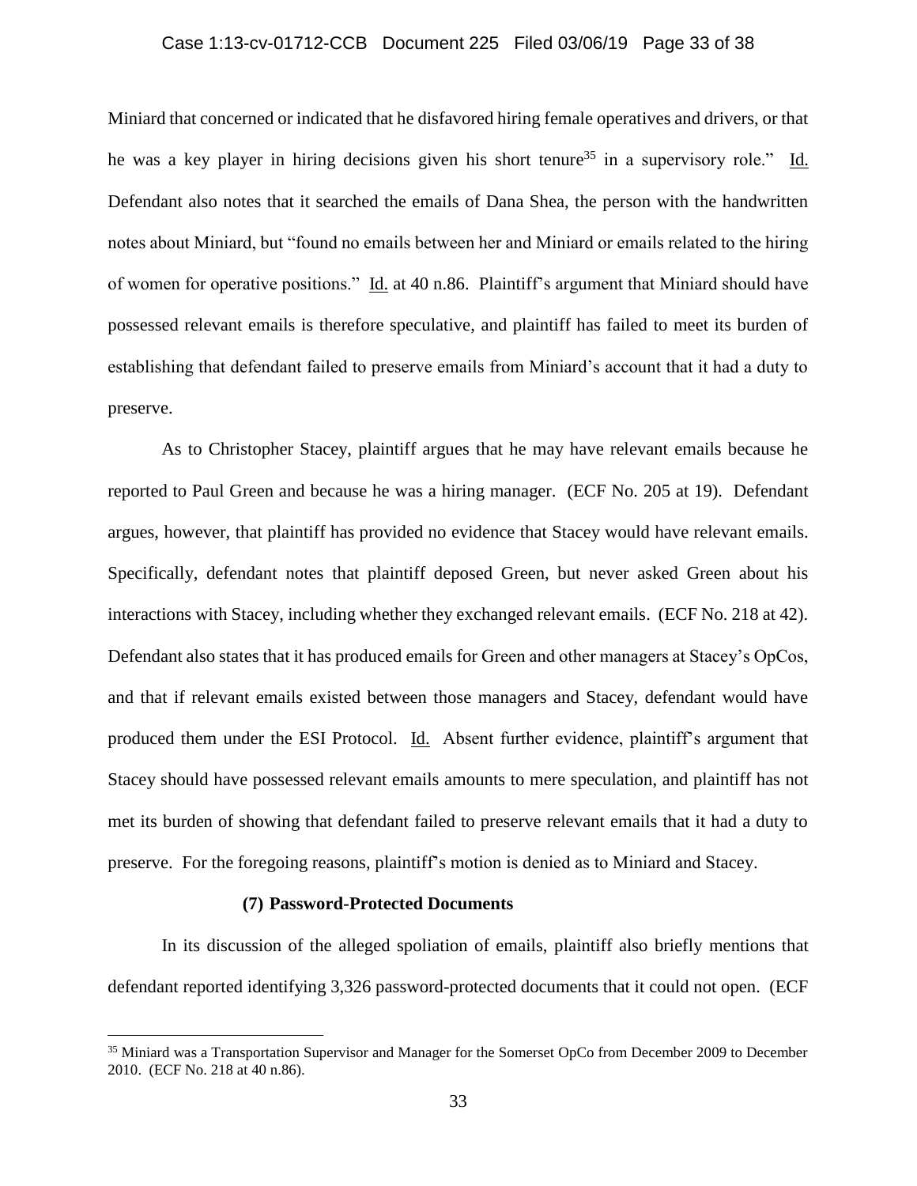Miniard that concerned or indicated that he disfavored hiring female operatives and drivers, or that he was a key player in hiring decisions given his short tenure[35] in a supervisory role." Id. Defendant also notes that it searched the emails of Dana Shea, the person with the handwritten notes about Miniard, but "found no emails between her and Miniard or emails related to the hiring of women for operative positions." Id. at 40 n.86. Plaintiff's argument that Miniard should have possessed relevant emails is therefore speculative, and plaintiff has failed to meet its burden of establishing that defendant failed to preserve emails from Miniard's account that it had a duty to preserve.

As to Christopher Stacey, plaintiff argues that he may have relevant emails because he reported to Paul Green and because he was a hiring manager. (ECF No. 205 at 19). Defendant argues, however, that plaintiff has provided no evidence that Stacey would have relevant emails. Specifically, defendant notes that plaintiff deposed Green, but never asked Green about his interactions with Stacey, including whether they exchanged relevant emails. (ECF No. 218 at 42). Defendant also states that it has produced emails for Green and other managers at Stacey's OpCos, and that if relevant emails existed between those managers and Stacey, defendant would have produced them under the ESI Protocol. Id. Absent further evidence, plaintiff's argument that Stacey should have possessed relevant emails amounts to mere speculation, and plaintiff has not met its burden of showing that defendant failed to preserve relevant emails that it had a duty to preserve. For the foregoing reasons, plaintiff's motion is denied as to Miniard and Stacey.

**(7) Password-Protected Documents**

In its discussion of the alleged spoliation of emails, plaintiff also briefly mentions that defendant reported identifying 3,326 password-protected documents that it could not open. (ECF

[35] Miniard was a Transportation Supervisor and Manager for the Somerset OpCo from December 2009 to December 2010. (ECF No. 218 at 40 n.86).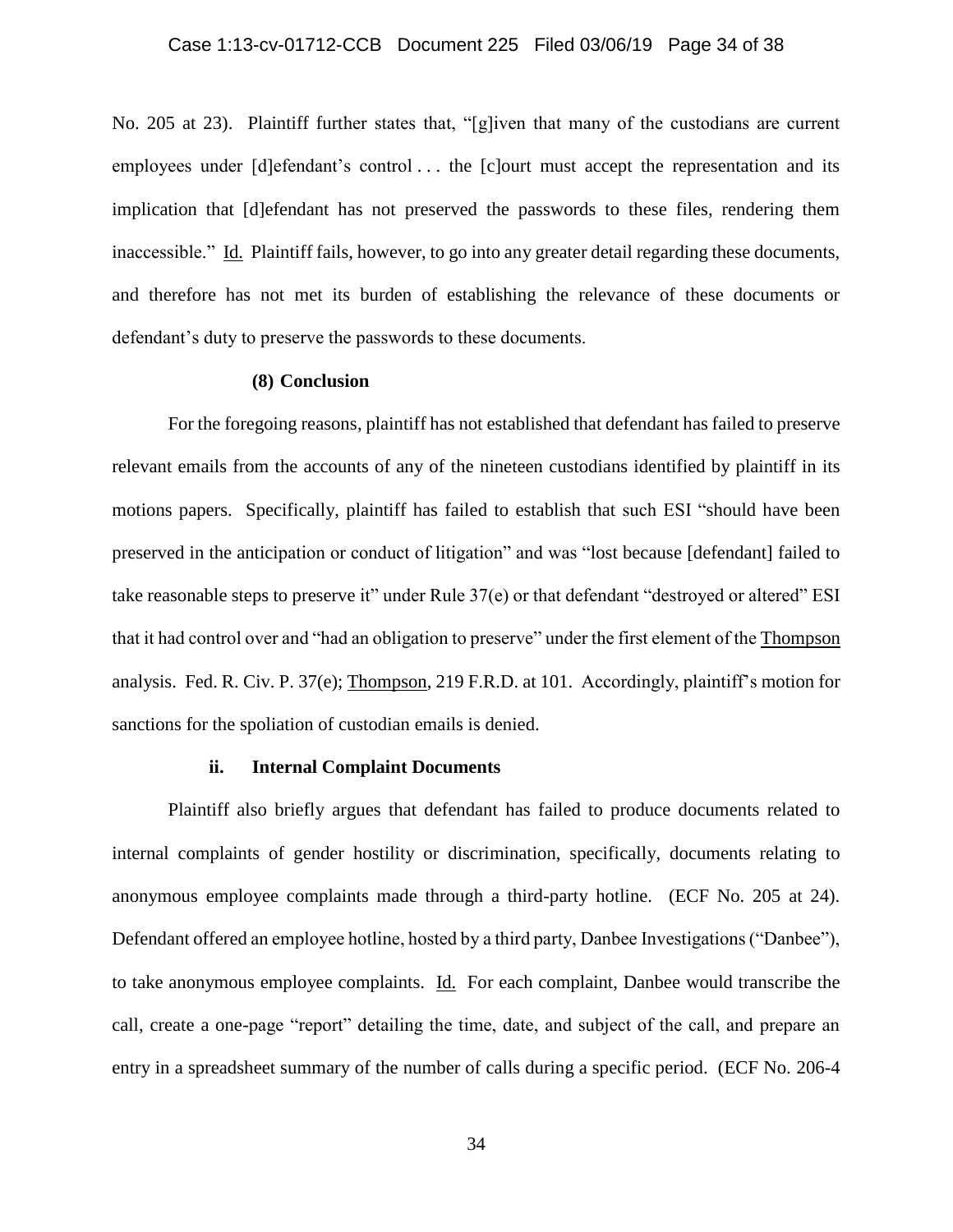No. 205 at 23). Plaintiff further states that, "[g]iven that many of the custodians are current employees under [d]efendant's control . . . the [c]ourt must accept the representation and its implication that [d]efendant has not preserved the passwords to these files, rendering them inaccessible." Id. Plaintiff fails, however, to go into any greater detail regarding these documents, and therefore has not met its burden of establishing the relevance of these documents or defendant's duty to preserve the passwords to these documents.

**(8) Conclusion**

For the foregoing reasons, plaintiff has not established that defendant has failed to preserve relevant emails from the accounts of any of the nineteen custodians identified by plaintiff in its motions papers. Specifically, plaintiff has failed to establish that such ESI "should have been preserved in the anticipation or conduct of litigation" and was "lost because [defendant] failed to take reasonable steps to preserve it" under Rule 37(e) or that defendant "destroyed or altered" ESI that it had control over and "had an obligation to preserve" under the first element of the Thompson analysis. Fed. R. Civ. P. 37(e); Thompson, 219 F.R.D. at 101. Accordingly, plaintiff's motion for sanctions for the spoliation of custodian emails is denied.

**ii. Internal Complaint Documents**

Plaintiff also briefly argues that defendant has failed to produce documents related to internal complaints of gender hostility or discrimination, specifically, documents relating to anonymous employee complaints made through a third-party hotline. (ECF No. 205 at 24). Defendant offered an employee hotline, hosted by a third party, Danbee Investigations ("Danbee"), to take anonymous employee complaints. Id. For each complaint, Danbee would transcribe the call, create a one-page "report" detailing the time, date, and subject of the call, and prepare an entry in a spreadsheet summary of the number of calls during a specific period. (ECF No. 206-4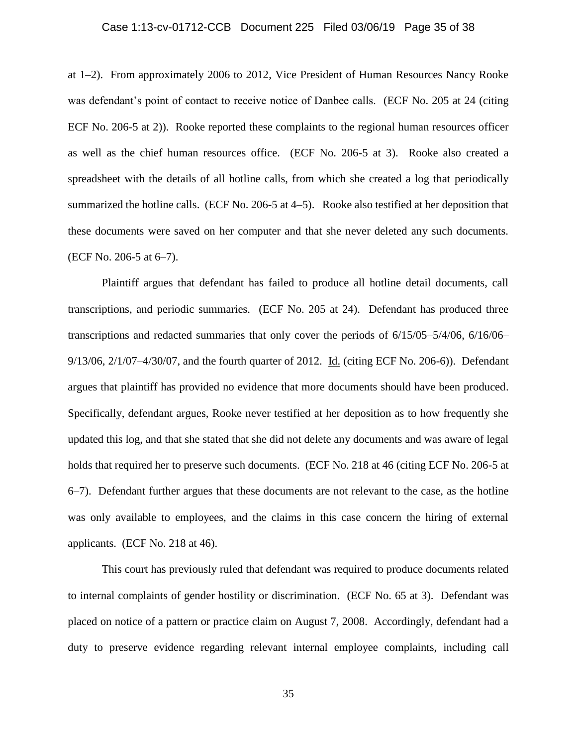at 1–2). From approximately 2006 to 2012, Vice President of Human Resources Nancy Rooke was defendant's point of contact to receive notice of Danbee calls. (ECF No. 205 at 24 (citing ECF No. 206-5 at 2)). Rooke reported these complaints to the regional human resources officer as well as the chief human resources office. (ECF No. 206-5 at 3). Rooke also created a spreadsheet with the details of all hotline calls, from which she created a log that periodically summarized the hotline calls. (ECF No. 206-5 at 4–5). Rooke also testified at her deposition that these documents were saved on her computer and that she never deleted any such documents. (ECF No. 206-5 at 6–7).

Plaintiff argues that defendant has failed to produce all hotline detail documents, call transcriptions, and periodic summaries. (ECF No. 205 at 24). Defendant has produced three transcriptions and redacted summaries that only cover the periods of 6/15/05–5/4/06, 6/16/06–9/13/06, 2/1/07–4/30/07, and the fourth quarter of 2012. Id. (citing ECF No. 206-6)). Defendant argues that plaintiff has provided no evidence that more documents should have been produced. Specifically, defendant argues, Rooke never testified at her deposition as to how frequently she updated this log, and that she stated that she did not delete any documents and was aware of legal holds that required her to preserve such documents. (ECF No. 218 at 46 (citing ECF No. 206-5 at 6–7). Defendant further argues that these documents are not relevant to the case, as the hotline was only available to employees, and the claims in this case concern the hiring of external applicants. (ECF No. 218 at 46).

This court has previously ruled that defendant was required to produce documents related to internal complaints of gender hostility or discrimination. (ECF No. 65 at 3). Defendant was placed on notice of a pattern or practice claim on August 7, 2008. Accordingly, defendant had a duty to preserve evidence regarding relevant internal employee complaints, including call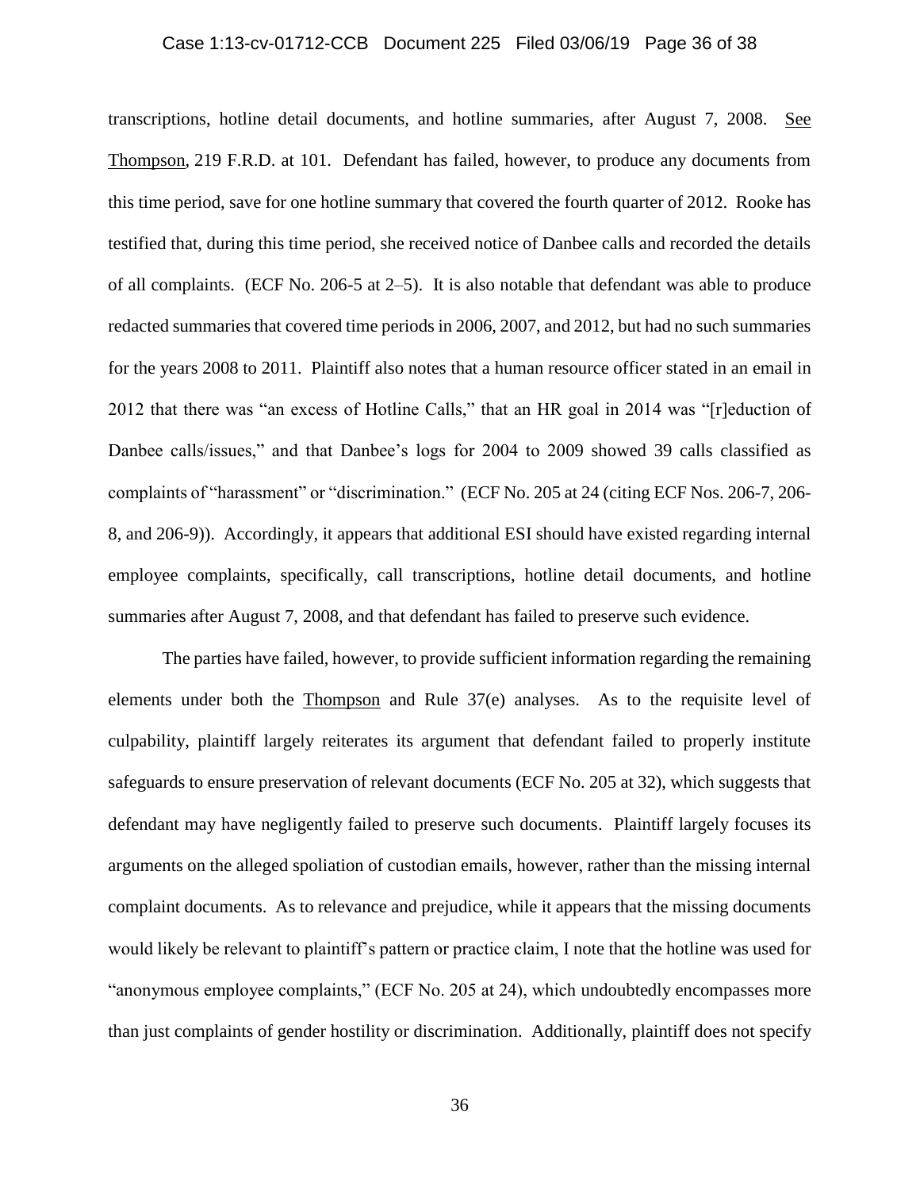transcriptions, hotline detail documents, and hotline summaries, after August 7, 2008. See Thompson, 219 F.R.D. at 101. Defendant has failed, however, to produce any documents from this time period, save for one hotline summary that covered the fourth quarter of 2012. Rooke has testified that, during this time period, she received notice of Danbee calls and recorded the details of all complaints. (ECF No. 206-5 at 2–5). It is also notable that defendant was able to produce redacted summaries that covered time periods in 2006, 2007, and 2012, but had no such summaries for the years 2008 to 2011. Plaintiff also notes that a human resource officer stated in an email in 2012 that there was "an excess of Hotline Calls," that an HR goal in 2014 was "[r]eduction of Danbee calls/issues," and that Danbee's logs for 2004 to 2009 showed 39 calls classified as complaints of "harassment" or "discrimination." (ECF No. 205 at 24 (citing ECF Nos. 206-7, 206-8, and 206-9)). Accordingly, it appears that additional ESI should have existed regarding internal employee complaints, specifically, call transcriptions, hotline detail documents, and hotline summaries after August 7, 2008, and that defendant has failed to preserve such evidence.

The parties have failed, however, to provide sufficient information regarding the remaining elements under both the Thompson and Rule 37(e) analyses. As to the requisite level of culpability, plaintiff largely reiterates its argument that defendant failed to properly institute safeguards to ensure preservation of relevant documents (ECF No. 205 at 32), which suggests that defendant may have negligently failed to preserve such documents. Plaintiff largely focuses its arguments on the alleged spoliation of custodian emails, however, rather than the missing internal complaint documents. As to relevance and prejudice, while it appears that the missing documents would likely be relevant to plaintiff's pattern or practice claim, I note that the hotline was used for "anonymous employee complaints," (ECF No. 205 at 24), which undoubtedly encompasses more than just complaints of gender hostility or discrimination. Additionally, plaintiff does not specify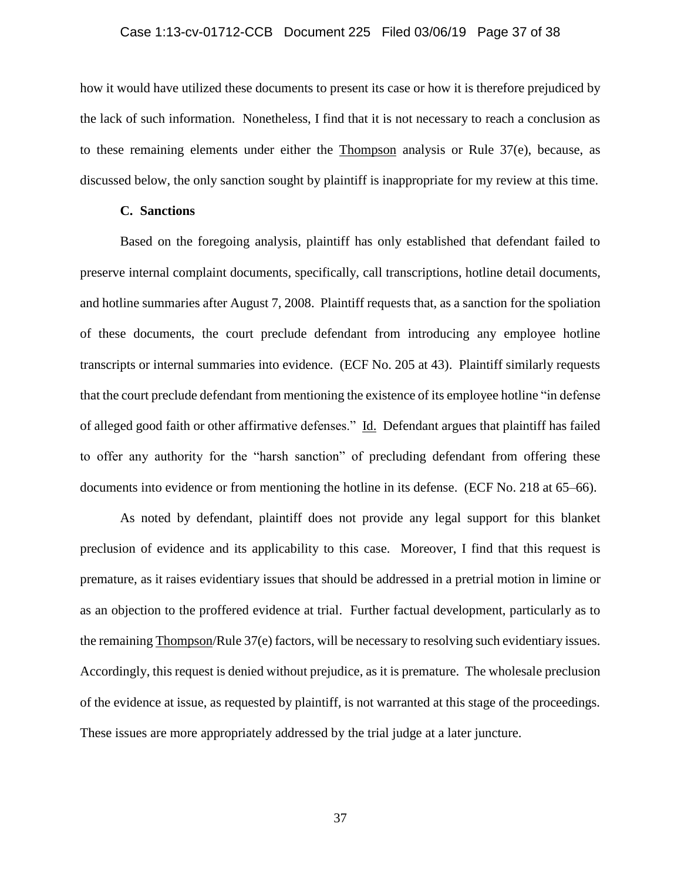how it would have utilized these documents to present its case or how it is therefore prejudiced by the lack of such information. Nonetheless, I find that it is not necessary to reach a conclusion as to these remaining elements under either the Thompson analysis or Rule 37(e), because, as discussed below, the only sanction sought by plaintiff is inappropriate for my review at this time.

### C. Sanctions

Based on the foregoing analysis, plaintiff has only established that defendant failed to preserve internal complaint documents, specifically, call transcriptions, hotline detail documents, and hotline summaries after August 7, 2008. Plaintiff requests that, as a sanction for the spoliation of these documents, the court preclude defendant from introducing any employee hotline transcripts or internal summaries into evidence. (ECF No. 205 at 43). Plaintiff similarly requests that the court preclude defendant from mentioning the existence of its employee hotline "in defense of alleged good faith or other affirmative defenses." Id. Defendant argues that plaintiff has failed to offer any authority for the "harsh sanction" of precluding defendant from offering these documents into evidence or from mentioning the hotline in its defense. (ECF No. 218 at 65–66).

As noted by defendant, plaintiff does not provide any legal support for this blanket preclusion of evidence and its applicability to this case. Moreover, I find that this request is premature, as it raises evidentiary issues that should be addressed in a pretrial motion in limine or as an objection to the proffered evidence at trial. Further factual development, particularly as to the remaining Thompson/Rule 37(e) factors, will be necessary to resolving such evidentiary issues. Accordingly, this request is denied without prejudice, as it is premature. The wholesale preclusion of the evidence at issue, as requested by plaintiff, is not warranted at this stage of the proceedings. These issues are more appropriately addressed by the trial judge at a later juncture.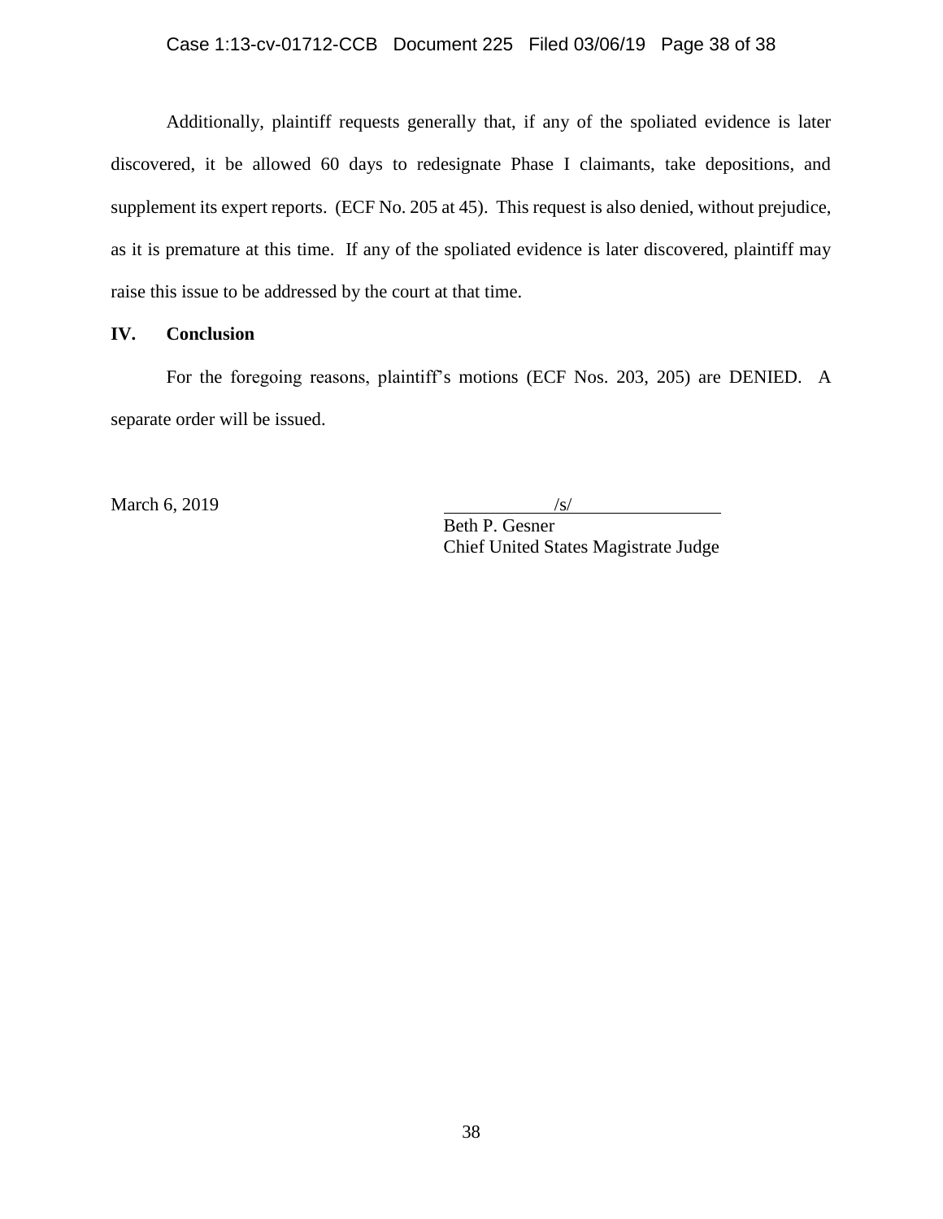Additionally, plaintiff requests generally that, if any of the spoliated evidence is later discovered, it be allowed 60 days to redesignate Phase I claimants, take depositions, and supplement its expert reports. (ECF No. 205 at 45). This request is also denied, without prejudice, as it is premature at this time. If any of the spoliated evidence is later discovered, plaintiff may raise this issue to be addressed by the court at that time.

## IV. Conclusion

For the foregoing reasons, plaintiff's motions (ECF Nos. 203, 205) are DENIED. A separate order will be issued.

March 6, 2019

/s/
Beth P. Gesner
Chief United States Magistrate Judge